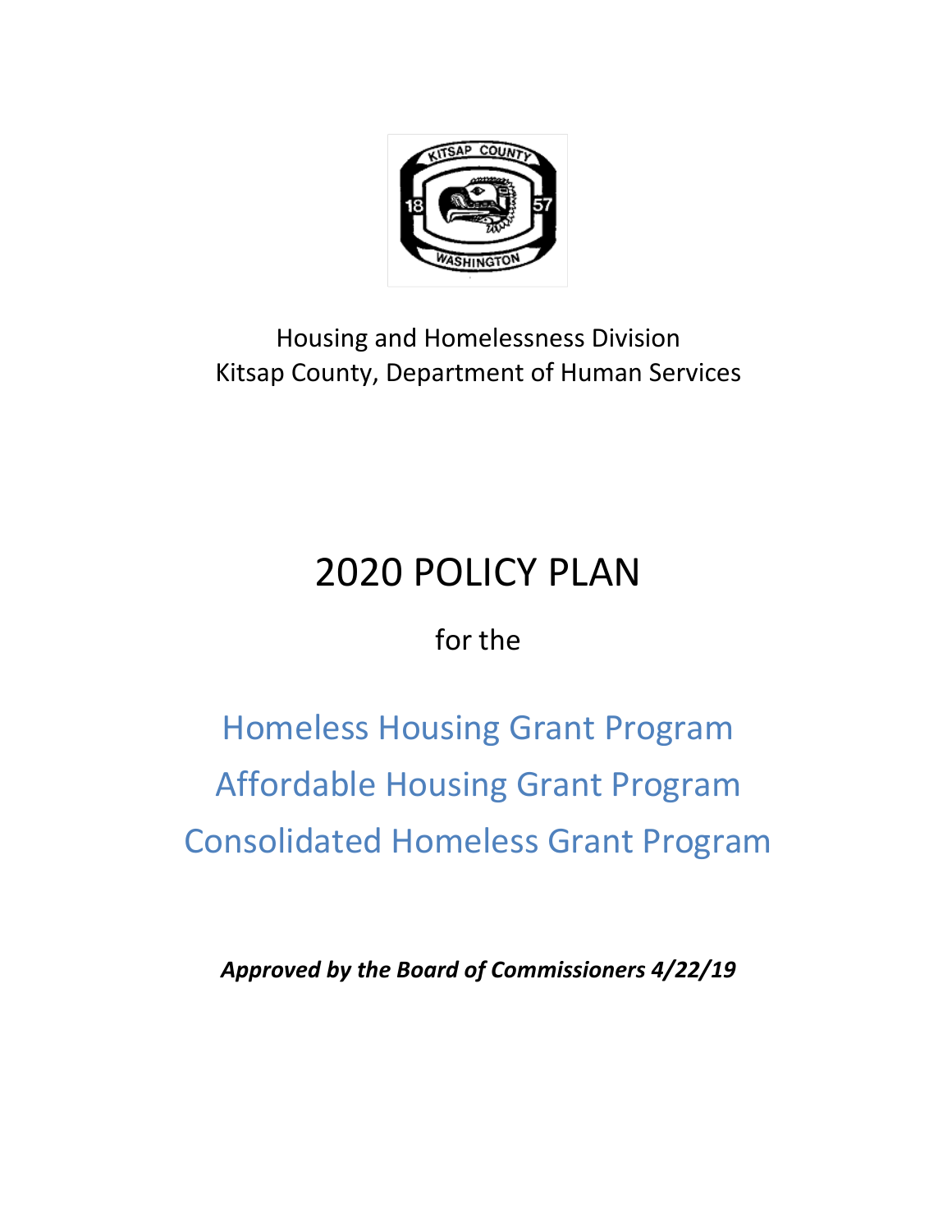Housing and Homelessness Division
Kitsap County, Department of Human Services

# 2020 POLICY PLAN

for the

## Homeless Housing Grant Program
## Affordable Housing Grant Program
## Consolidated Homeless Grant Program

***Approved by the Board of Commissioners 4/22/19***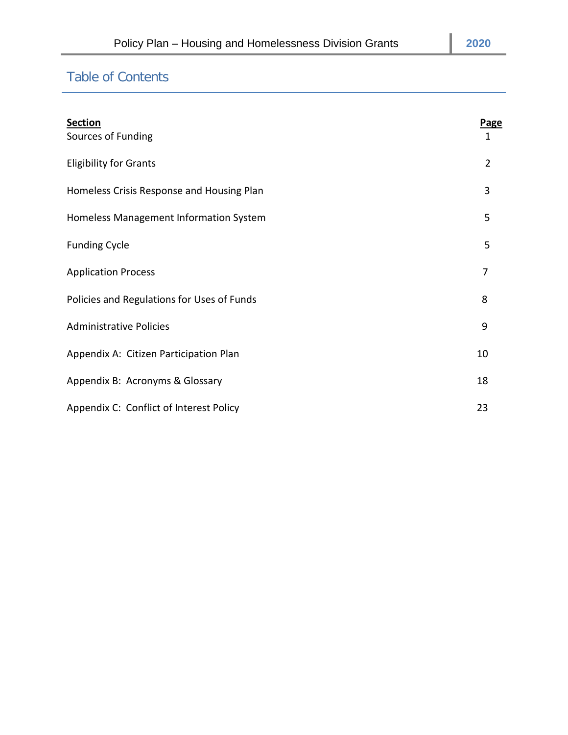# Table of Contents

| Section | Page |
|---|---|
| Sources of Funding | 1 |
| Eligibility for Grants | 2 |
| Homeless Crisis Response and Housing Plan | 3 |
| Homeless Management Information System | 5 |
| Funding Cycle | 5 |
| Application Process | 7 |
| Policies and Regulations for Uses of Funds | 8 |
| Administrative Policies | 9 |
| Appendix A: Citizen Participation Plan | 10 |
| Appendix B: Acronyms & Glossary | 18 |
| Appendix C: Conflict of Interest Policy | 23 |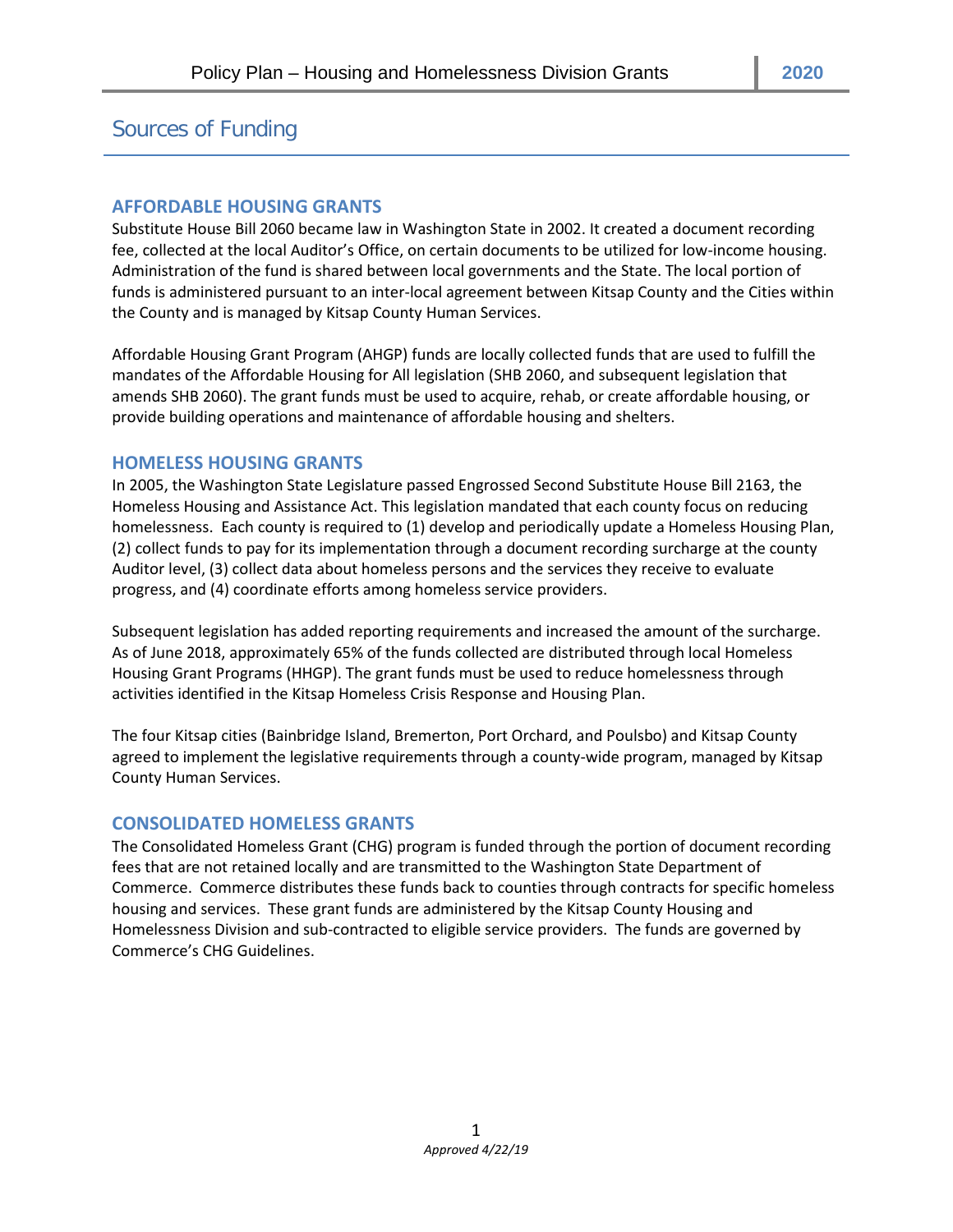# Sources of Funding

## AFFORDABLE HOUSING GRANTS

Substitute House Bill 2060 became law in Washington State in 2002. It created a document recording fee, collected at the local Auditor's Office, on certain documents to be utilized for low-income housing. Administration of the fund is shared between local governments and the State. The local portion of funds is administered pursuant to an inter-local agreement between Kitsap County and the Cities within the County and is managed by Kitsap County Human Services.

Affordable Housing Grant Program (AHGP) funds are locally collected funds that are used to fulfill the mandates of the Affordable Housing for All legislation (SHB 2060, and subsequent legislation that amends SHB 2060). The grant funds must be used to acquire, rehab, or create affordable housing, or provide building operations and maintenance of affordable housing and shelters.

## HOMELESS HOUSING GRANTS

In 2005, the Washington State Legislature passed Engrossed Second Substitute House Bill 2163, the Homeless Housing and Assistance Act. This legislation mandated that each county focus on reducing homelessness. Each county is required to (1) develop and periodically update a Homeless Housing Plan, (2) collect funds to pay for its implementation through a document recording surcharge at the county Auditor level, (3) collect data about homeless persons and the services they receive to evaluate progress, and (4) coordinate efforts among homeless service providers.

Subsequent legislation has added reporting requirements and increased the amount of the surcharge. As of June 2018, approximately 65% of the funds collected are distributed through local Homeless Housing Grant Programs (HHGP). The grant funds must be used to reduce homelessness through activities identified in the Kitsap Homeless Crisis Response and Housing Plan.

The four Kitsap cities (Bainbridge Island, Bremerton, Port Orchard, and Poulsbo) and Kitsap County agreed to implement the legislative requirements through a county-wide program, managed by Kitsap County Human Services.

## CONSOLIDATED HOMELESS GRANTS

The Consolidated Homeless Grant (CHG) program is funded through the portion of document recording fees that are not retained locally and are transmitted to the Washington State Department of Commerce. Commerce distributes these funds back to counties through contracts for specific homeless housing and services. These grant funds are administered by the Kitsap County Housing and Homelessness Division and sub-contracted to eligible service providers. The funds are governed by Commerce's CHG Guidelines.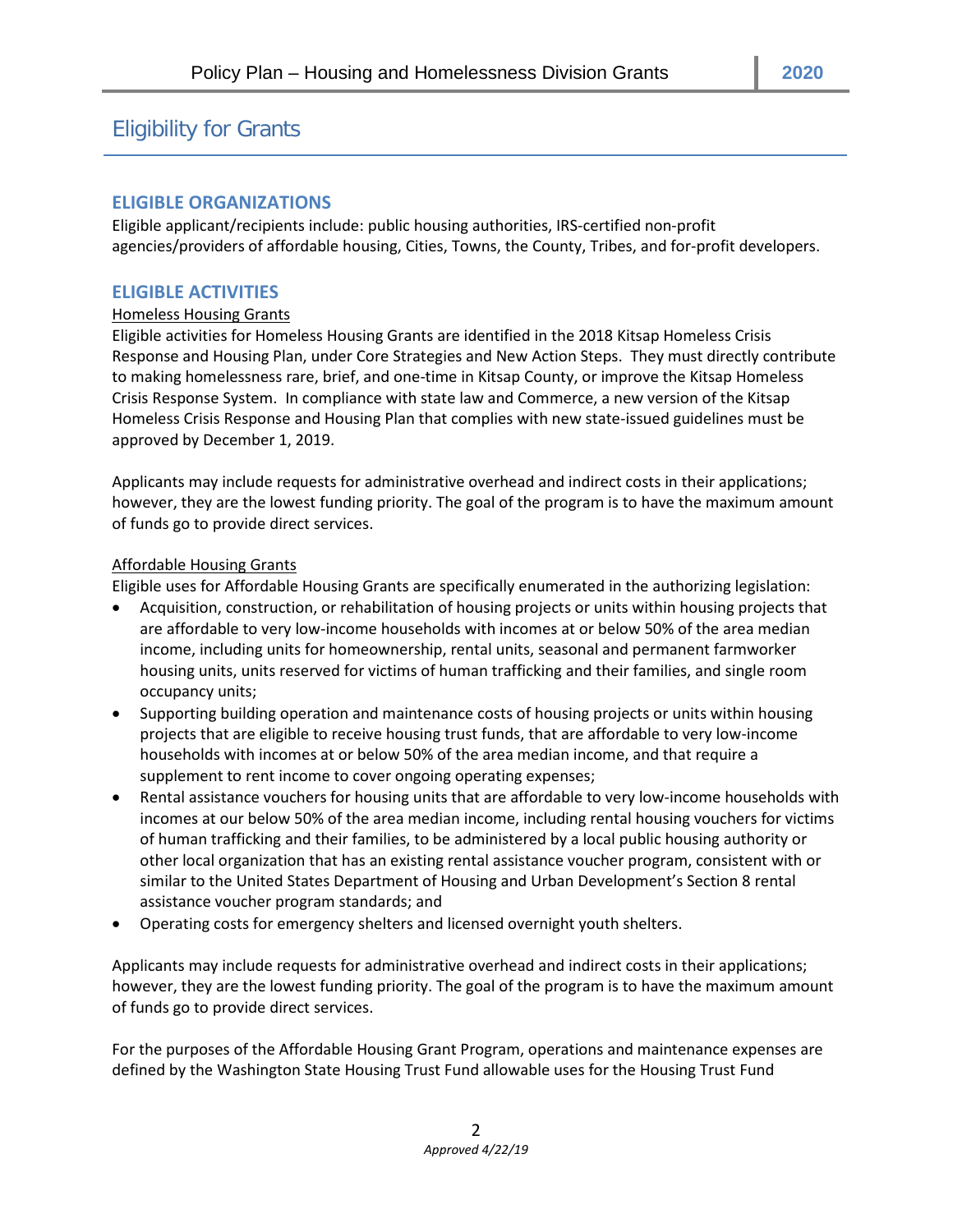# Eligibility for Grants

## ELIGIBLE ORGANIZATIONS

Eligible applicant/recipients include: public housing authorities, IRS-certified non-profit agencies/providers of affordable housing, Cities, Towns, the County, Tribes, and for-profit developers.

## ELIGIBLE ACTIVITIES

<u>Homeless Housing Grants</u>

Eligible activities for Homeless Housing Grants are identified in the 2018 Kitsap Homeless Crisis Response and Housing Plan, under Core Strategies and New Action Steps. They must directly contribute to making homelessness rare, brief, and one-time in Kitsap County, or improve the Kitsap Homeless Crisis Response System. In compliance with state law and Commerce, a new version of the Kitsap Homeless Crisis Response and Housing Plan that complies with new state-issued guidelines must be approved by December 1, 2019.

Applicants may include requests for administrative overhead and indirect costs in their applications; however, they are the lowest funding priority. The goal of the program is to have the maximum amount of funds go to provide direct services.

<u>Affordable Housing Grants</u>

Eligible uses for Affordable Housing Grants are specifically enumerated in the authorizing legislation:

- Acquisition, construction, or rehabilitation of housing projects or units within housing projects that are affordable to very low-income households with incomes at or below 50% of the area median income, including units for homeownership, rental units, seasonal and permanent farmworker housing units, units reserved for victims of human trafficking and their families, and single room occupancy units;
- Supporting building operation and maintenance costs of housing projects or units within housing projects that are eligible to receive housing trust funds, that are affordable to very low-income households with incomes at or below 50% of the area median income, and that require a supplement to rent income to cover ongoing operating expenses;
- Rental assistance vouchers for housing units that are affordable to very low-income households with incomes at our below 50% of the area median income, including rental housing vouchers for victims of human trafficking and their families, to be administered by a local public housing authority or other local organization that has an existing rental assistance voucher program, consistent with or similar to the United States Department of Housing and Urban Development's Section 8 rental assistance voucher program standards; and
- Operating costs for emergency shelters and licensed overnight youth shelters.

Applicants may include requests for administrative overhead and indirect costs in their applications; however, they are the lowest funding priority. The goal of the program is to have the maximum amount of funds go to provide direct services.

For the purposes of the Affordable Housing Grant Program, operations and maintenance expenses are defined by the Washington State Housing Trust Fund allowable uses for the Housing Trust Fund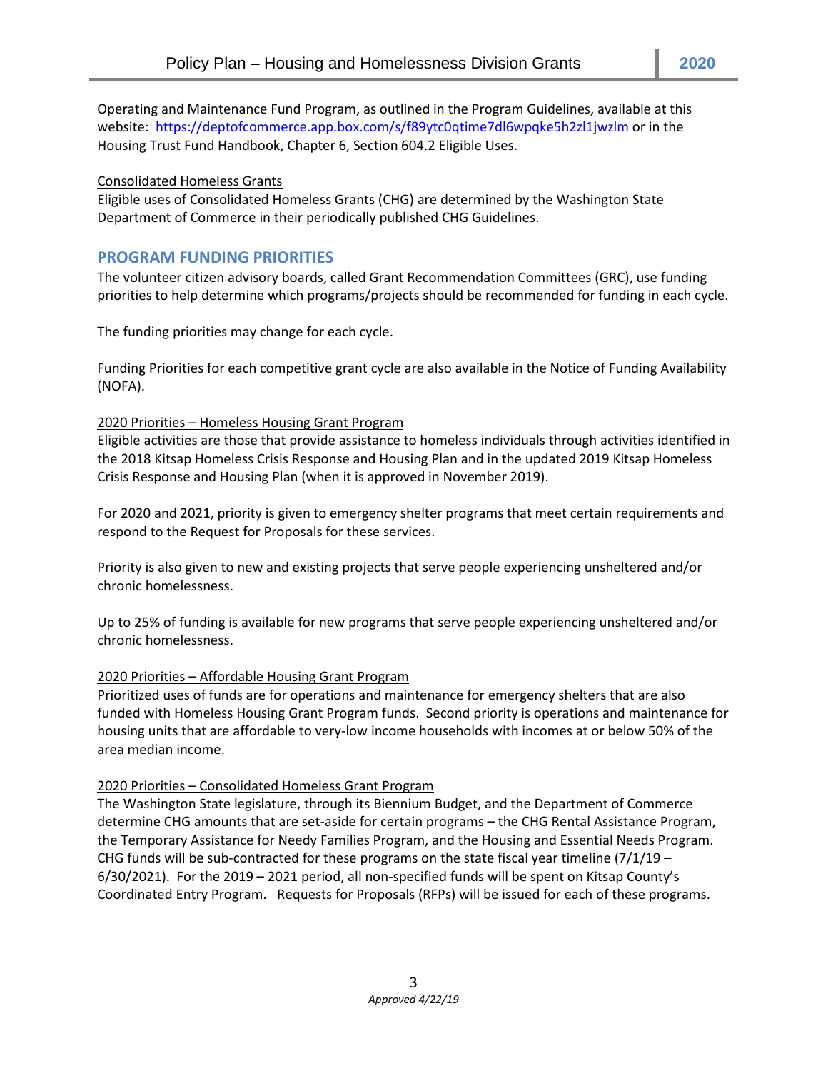Operating and Maintenance Fund Program, as outlined in the Program Guidelines, available at this website: https://deptofcommerce.app.box.com/s/f89ytc0qtime7dl6wpqke5h2zl1jwzlm or in the Housing Trust Fund Handbook, Chapter 6, Section 604.2 Eligible Uses.

Consolidated Homeless Grants

Eligible uses of Consolidated Homeless Grants (CHG) are determined by the Washington State Department of Commerce in their periodically published CHG Guidelines.

## PROGRAM FUNDING PRIORITIES

The volunteer citizen advisory boards, called Grant Recommendation Committees (GRC), use funding priorities to help determine which programs/projects should be recommended for funding in each cycle.

The funding priorities may change for each cycle.

Funding Priorities for each competitive grant cycle are also available in the Notice of Funding Availability (NOFA).

2020 Priorities – Homeless Housing Grant Program

Eligible activities are those that provide assistance to homeless individuals through activities identified in the 2018 Kitsap Homeless Crisis Response and Housing Plan and in the updated 2019 Kitsap Homeless Crisis Response and Housing Plan (when it is approved in November 2019).

For 2020 and 2021, priority is given to emergency shelter programs that meet certain requirements and respond to the Request for Proposals for these services.

Priority is also given to new and existing projects that serve people experiencing unsheltered and/or chronic homelessness.

Up to 25% of funding is available for new programs that serve people experiencing unsheltered and/or chronic homelessness.

2020 Priorities – Affordable Housing Grant Program

Prioritized uses of funds are for operations and maintenance for emergency shelters that are also funded with Homeless Housing Grant Program funds. Second priority is operations and maintenance for housing units that are affordable to very-low income households with incomes at or below 50% of the area median income.

2020 Priorities – Consolidated Homeless Grant Program

The Washington State legislature, through its Biennium Budget, and the Department of Commerce determine CHG amounts that are set-aside for certain programs – the CHG Rental Assistance Program, the Temporary Assistance for Needy Families Program, and the Housing and Essential Needs Program. CHG funds will be sub-contracted for these programs on the state fiscal year timeline (7/1/19 – 6/30/2021). For the 2019 – 2021 period, all non-specified funds will be spent on Kitsap County's Coordinated Entry Program. Requests for Proposals (RFPs) will be issued for each of these programs.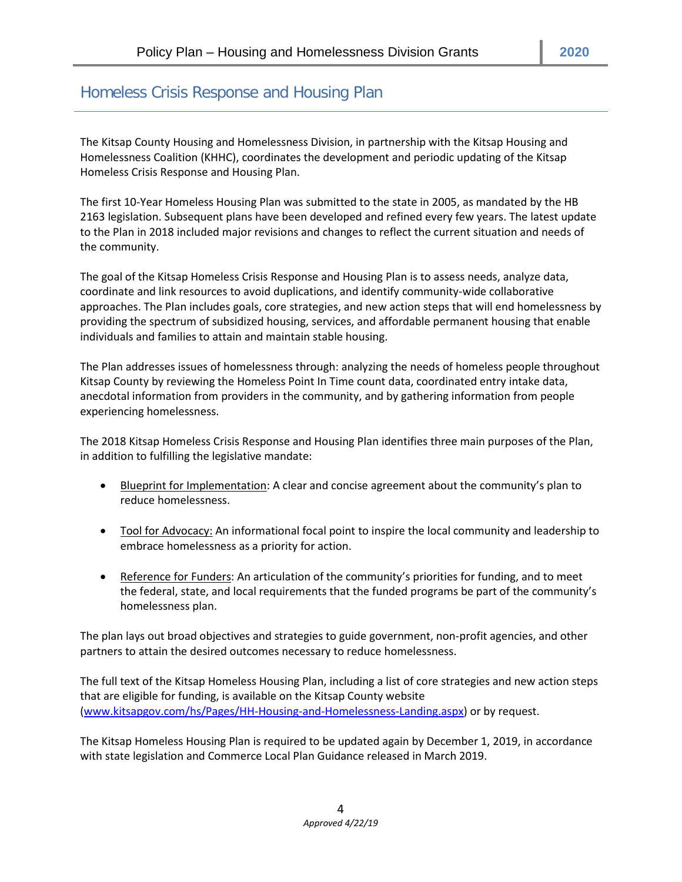## Homeless Crisis Response and Housing Plan

The Kitsap County Housing and Homelessness Division, in partnership with the Kitsap Housing and Homelessness Coalition (KHHC), coordinates the development and periodic updating of the Kitsap Homeless Crisis Response and Housing Plan.

The first 10-Year Homeless Housing Plan was submitted to the state in 2005, as mandated by the HB 2163 legislation. Subsequent plans have been developed and refined every few years. The latest update to the Plan in 2018 included major revisions and changes to reflect the current situation and needs of the community.

The goal of the Kitsap Homeless Crisis Response and Housing Plan is to assess needs, analyze data, coordinate and link resources to avoid duplications, and identify community-wide collaborative approaches. The Plan includes goals, core strategies, and new action steps that will end homelessness by providing the spectrum of subsidized housing, services, and affordable permanent housing that enable individuals and families to attain and maintain stable housing.

The Plan addresses issues of homelessness through: analyzing the needs of homeless people throughout Kitsap County by reviewing the Homeless Point In Time count data, coordinated entry intake data, anecdotal information from providers in the community, and by gathering information from people experiencing homelessness.

The 2018 Kitsap Homeless Crisis Response and Housing Plan identifies three main purposes of the Plan, in addition to fulfilling the legislative mandate:

- <u>Blueprint for Implementation</u>: A clear and concise agreement about the community's plan to reduce homelessness.
- <u>Tool for Advocacy:</u> An informational focal point to inspire the local community and leadership to embrace homelessness as a priority for action.
- <u>Reference for Funders</u>: An articulation of the community's priorities for funding, and to meet the federal, state, and local requirements that the funded programs be part of the community's homelessness plan.

The plan lays out broad objectives and strategies to guide government, non-profit agencies, and other partners to attain the desired outcomes necessary to reduce homelessness.

The full text of the Kitsap Homeless Housing Plan, including a list of core strategies and new action steps that are eligible for funding, is available on the Kitsap County website ([www.kitsapgov.com/hs/Pages/HH-Housing-and-Homelessness-Landing.aspx](www.kitsapgov.com/hs/Pages/HH-Housing-and-Homelessness-Landing.aspx)) or by request.

The Kitsap Homeless Housing Plan is required to be updated again by December 1, 2019, in accordance with state legislation and Commerce Local Plan Guidance released in March 2019.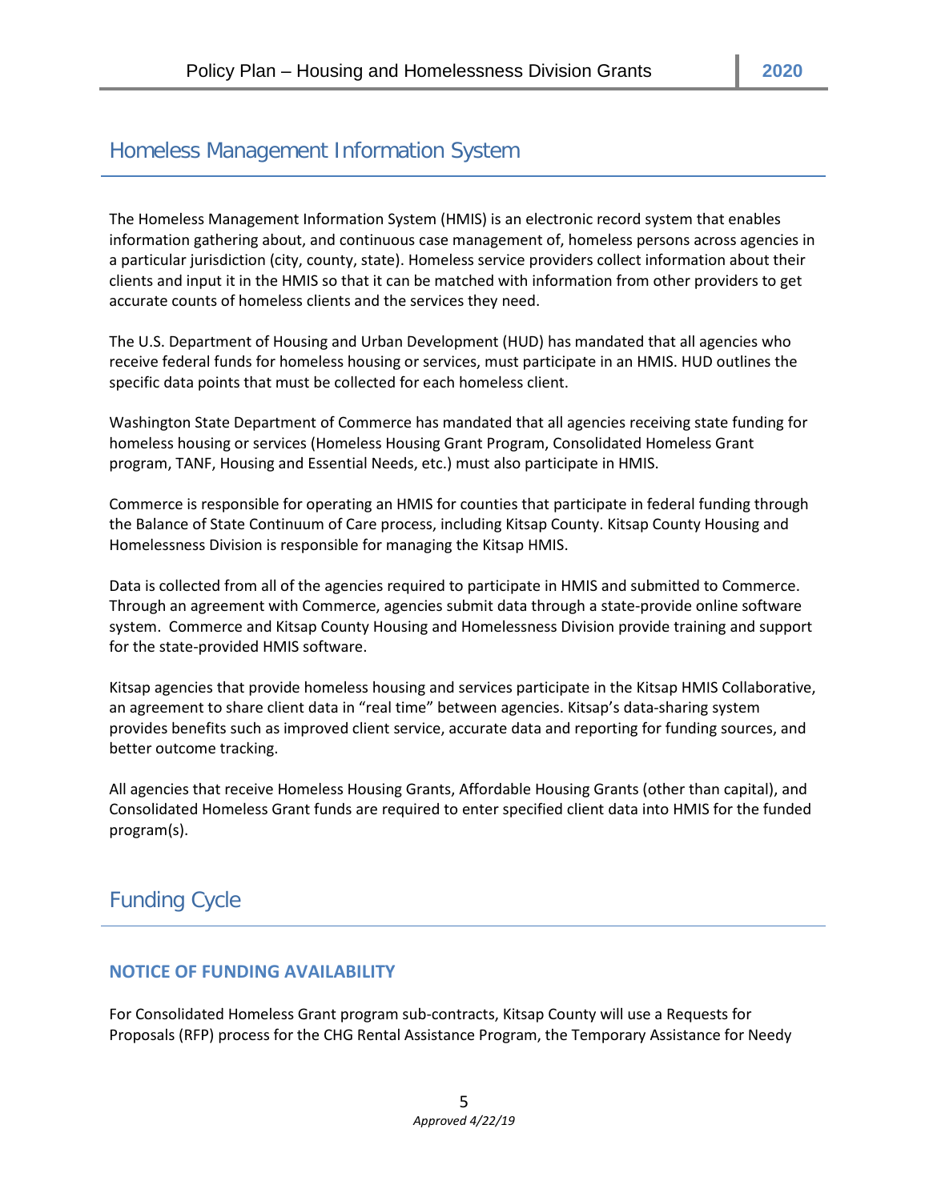## Homeless Management Information System

The Homeless Management Information System (HMIS) is an electronic record system that enables information gathering about, and continuous case management of, homeless persons across agencies in a particular jurisdiction (city, county, state). Homeless service providers collect information about their clients and input it in the HMIS so that it can be matched with information from other providers to get accurate counts of homeless clients and the services they need.

The U.S. Department of Housing and Urban Development (HUD) has mandated that all agencies who receive federal funds for homeless housing or services, must participate in an HMIS. HUD outlines the specific data points that must be collected for each homeless client.

Washington State Department of Commerce has mandated that all agencies receiving state funding for homeless housing or services (Homeless Housing Grant Program, Consolidated Homeless Grant program, TANF, Housing and Essential Needs, etc.) must also participate in HMIS.

Commerce is responsible for operating an HMIS for counties that participate in federal funding through the Balance of State Continuum of Care process, including Kitsap County. Kitsap County Housing and Homelessness Division is responsible for managing the Kitsap HMIS.

Data is collected from all of the agencies required to participate in HMIS and submitted to Commerce. Through an agreement with Commerce, agencies submit data through a state-provide online software system. Commerce and Kitsap County Housing and Homelessness Division provide training and support for the state-provided HMIS software.

Kitsap agencies that provide homeless housing and services participate in the Kitsap HMIS Collaborative, an agreement to share client data in "real time" between agencies. Kitsap's data-sharing system provides benefits such as improved client service, accurate data and reporting for funding sources, and better outcome tracking.

All agencies that receive Homeless Housing Grants, Affordable Housing Grants (other than capital), and Consolidated Homeless Grant funds are required to enter specified client data into HMIS for the funded program(s).

## Funding Cycle

### NOTICE OF FUNDING AVAILABILITY

For Consolidated Homeless Grant program sub-contracts, Kitsap County will use a Requests for Proposals (RFP) process for the CHG Rental Assistance Program, the Temporary Assistance for Needy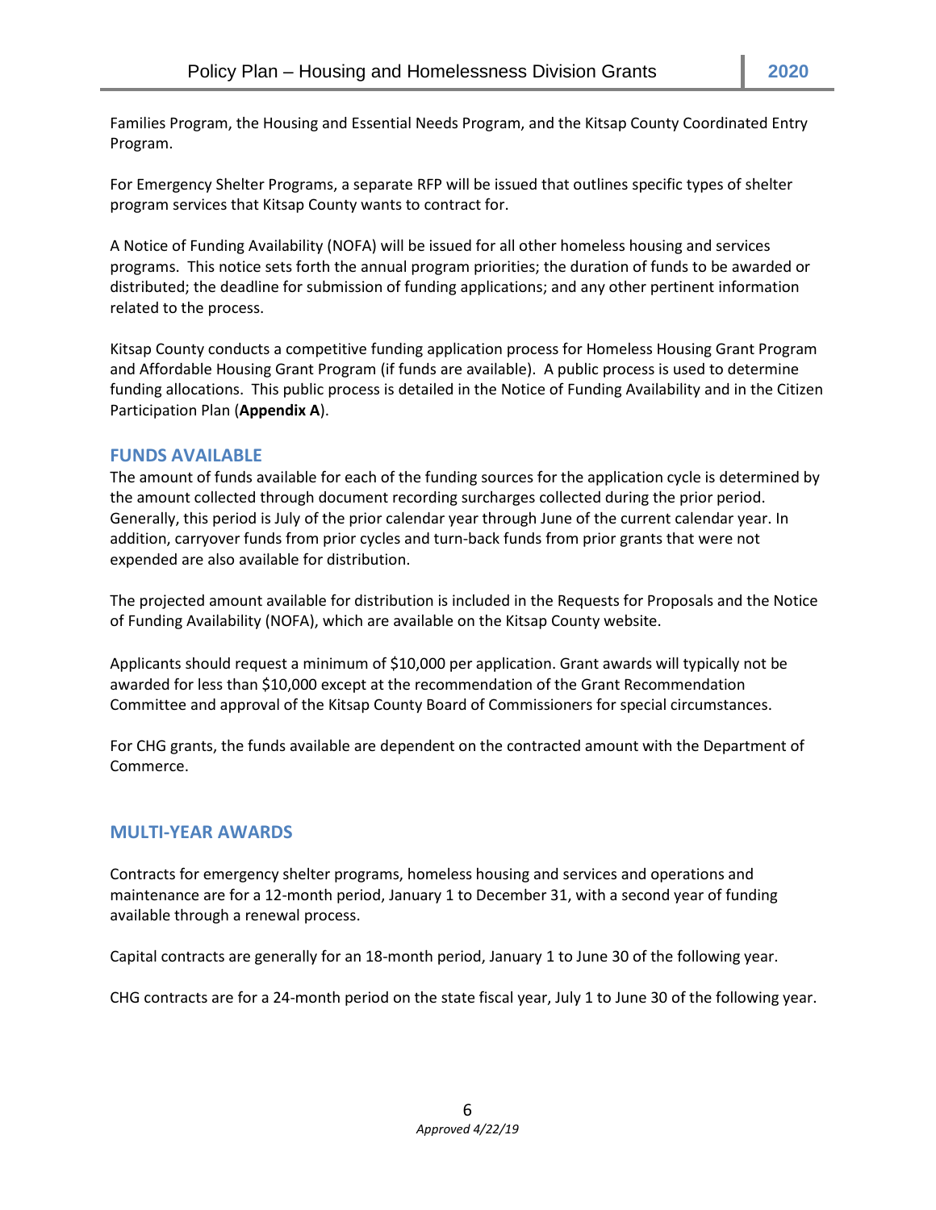Families Program, the Housing and Essential Needs Program, and the Kitsap County Coordinated Entry Program.

For Emergency Shelter Programs, a separate RFP will be issued that outlines specific types of shelter program services that Kitsap County wants to contract for.

A Notice of Funding Availability (NOFA) will be issued for all other homeless housing and services programs. This notice sets forth the annual program priorities; the duration of funds to be awarded or distributed; the deadline for submission of funding applications; and any other pertinent information related to the process.

Kitsap County conducts a competitive funding application process for Homeless Housing Grant Program and Affordable Housing Grant Program (if funds are available). A public process is used to determine funding allocations. This public process is detailed in the Notice of Funding Availability and in the Citizen Participation Plan (**Appendix A**).

## FUNDS AVAILABLE

The amount of funds available for each of the funding sources for the application cycle is determined by the amount collected through document recording surcharges collected during the prior period. Generally, this period is July of the prior calendar year through June of the current calendar year. In addition, carryover funds from prior cycles and turn-back funds from prior grants that were not expended are also available for distribution.

The projected amount available for distribution is included in the Requests for Proposals and the Notice of Funding Availability (NOFA), which are available on the Kitsap County website.

Applicants should request a minimum of $10,000 per application. Grant awards will typically not be awarded for less than $10,000 except at the recommendation of the Grant Recommendation Committee and approval of the Kitsap County Board of Commissioners for special circumstances.

For CHG grants, the funds available are dependent on the contracted amount with the Department of Commerce.

## MULTI-YEAR AWARDS

Contracts for emergency shelter programs, homeless housing and services and operations and maintenance are for a 12-month period, January 1 to December 31, with a second year of funding available through a renewal process.

Capital contracts are generally for an 18-month period, January 1 to June 30 of the following year.

CHG contracts are for a 24-month period on the state fiscal year, July 1 to June 30 of the following year.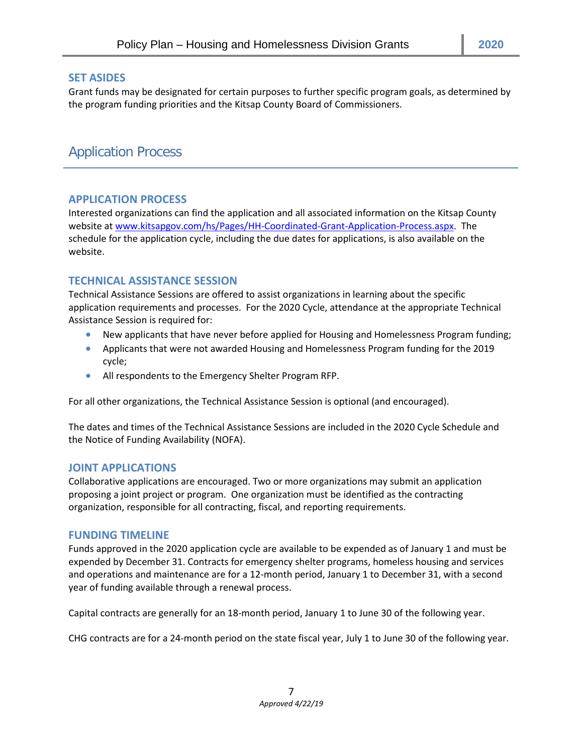### SET ASIDES

Grant funds may be designated for certain purposes to further specific program goals, as determined by the program funding priorities and the Kitsap County Board of Commissioners.

## Application Process

### APPLICATION PROCESS

Interested organizations can find the application and all associated information on the Kitsap County website at [www.kitsapgov.com/hs/Pages/HH-Coordinated-Grant-Application-Process.aspx](www.kitsapgov.com/hs/Pages/HH-Coordinated-Grant-Application-Process.aspx). The schedule for the application cycle, including the due dates for applications, is also available on the website.

### TECHNICAL ASSISTANCE SESSION

Technical Assistance Sessions are offered to assist organizations in learning about the specific application requirements and processes. For the 2020 Cycle, attendance at the appropriate Technical Assistance Session is required for:

- New applicants that have never before applied for Housing and Homelessness Program funding;
- Applicants that were not awarded Housing and Homelessness Program funding for the 2019 cycle;
- All respondents to the Emergency Shelter Program RFP.

For all other organizations, the Technical Assistance Session is optional (and encouraged).

The dates and times of the Technical Assistance Sessions are included in the 2020 Cycle Schedule and the Notice of Funding Availability (NOFA).

### JOINT APPLICATIONS

Collaborative applications are encouraged. Two or more organizations may submit an application proposing a joint project or program. One organization must be identified as the contracting organization, responsible for all contracting, fiscal, and reporting requirements.

### FUNDING TIMELINE

Funds approved in the 2020 application cycle are available to be expended as of January 1 and must be expended by December 31. Contracts for emergency shelter programs, homeless housing and services and operations and maintenance are for a 12-month period, January 1 to December 31, with a second year of funding available through a renewal process.

Capital contracts are generally for an 18-month period, January 1 to June 30 of the following year.

CHG contracts are for a 24-month period on the state fiscal year, July 1 to June 30 of the following year.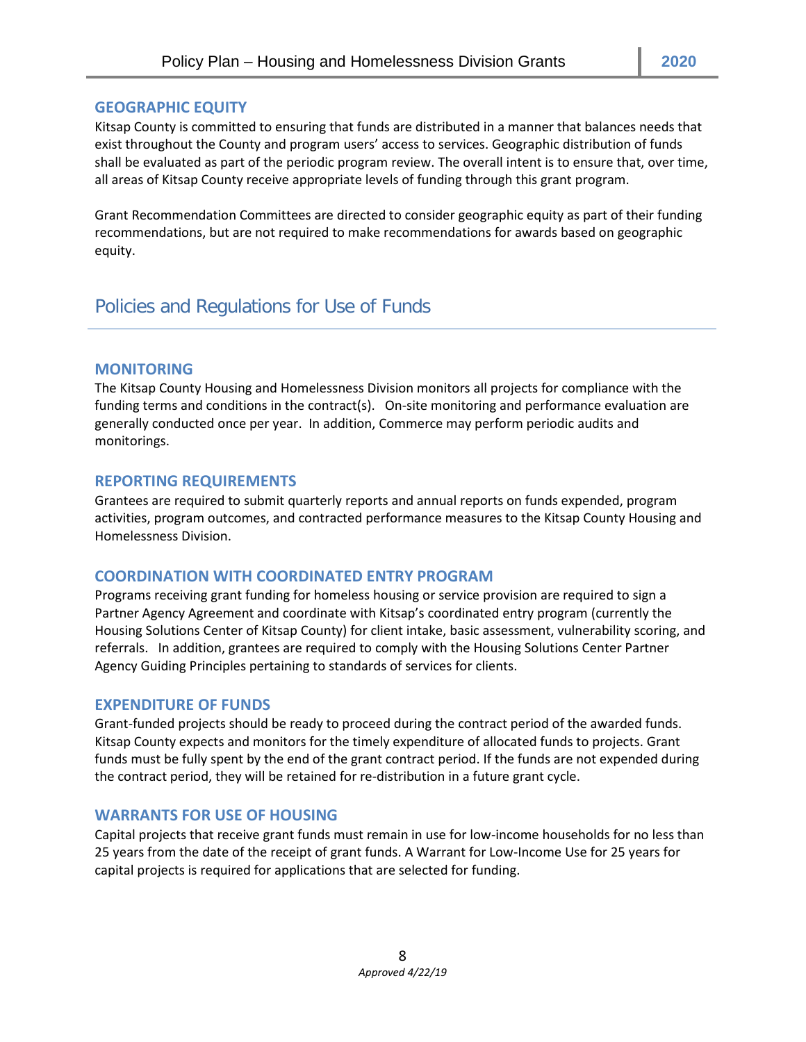### GEOGRAPHIC EQUITY

Kitsap County is committed to ensuring that funds are distributed in a manner that balances needs that exist throughout the County and program users' access to services. Geographic distribution of funds shall be evaluated as part of the periodic program review. The overall intent is to ensure that, over time, all areas of Kitsap County receive appropriate levels of funding through this grant program.

Grant Recommendation Committees are directed to consider geographic equity as part of their funding recommendations, but are not required to make recommendations for awards based on geographic equity.

## Policies and Regulations for Use of Funds

### MONITORING

The Kitsap County Housing and Homelessness Division monitors all projects for compliance with the funding terms and conditions in the contract(s). On-site monitoring and performance evaluation are generally conducted once per year. In addition, Commerce may perform periodic audits and monitorings.

### REPORTING REQUIREMENTS

Grantees are required to submit quarterly reports and annual reports on funds expended, program activities, program outcomes, and contracted performance measures to the Kitsap County Housing and Homelessness Division.

### COORDINATION WITH COORDINATED ENTRY PROGRAM

Programs receiving grant funding for homeless housing or service provision are required to sign a Partner Agency Agreement and coordinate with Kitsap's coordinated entry program (currently the Housing Solutions Center of Kitsap County) for client intake, basic assessment, vulnerability scoring, and referrals. In addition, grantees are required to comply with the Housing Solutions Center Partner Agency Guiding Principles pertaining to standards of services for clients.

### EXPENDITURE OF FUNDS

Grant-funded projects should be ready to proceed during the contract period of the awarded funds. Kitsap County expects and monitors for the timely expenditure of allocated funds to projects. Grant funds must be fully spent by the end of the grant contract period. If the funds are not expended during the contract period, they will be retained for re-distribution in a future grant cycle.

### WARRANTS FOR USE OF HOUSING

Capital projects that receive grant funds must remain in use for low-income households for no less than 25 years from the date of the receipt of grant funds. A Warrant for Low-Income Use for 25 years for capital projects is required for applications that are selected for funding.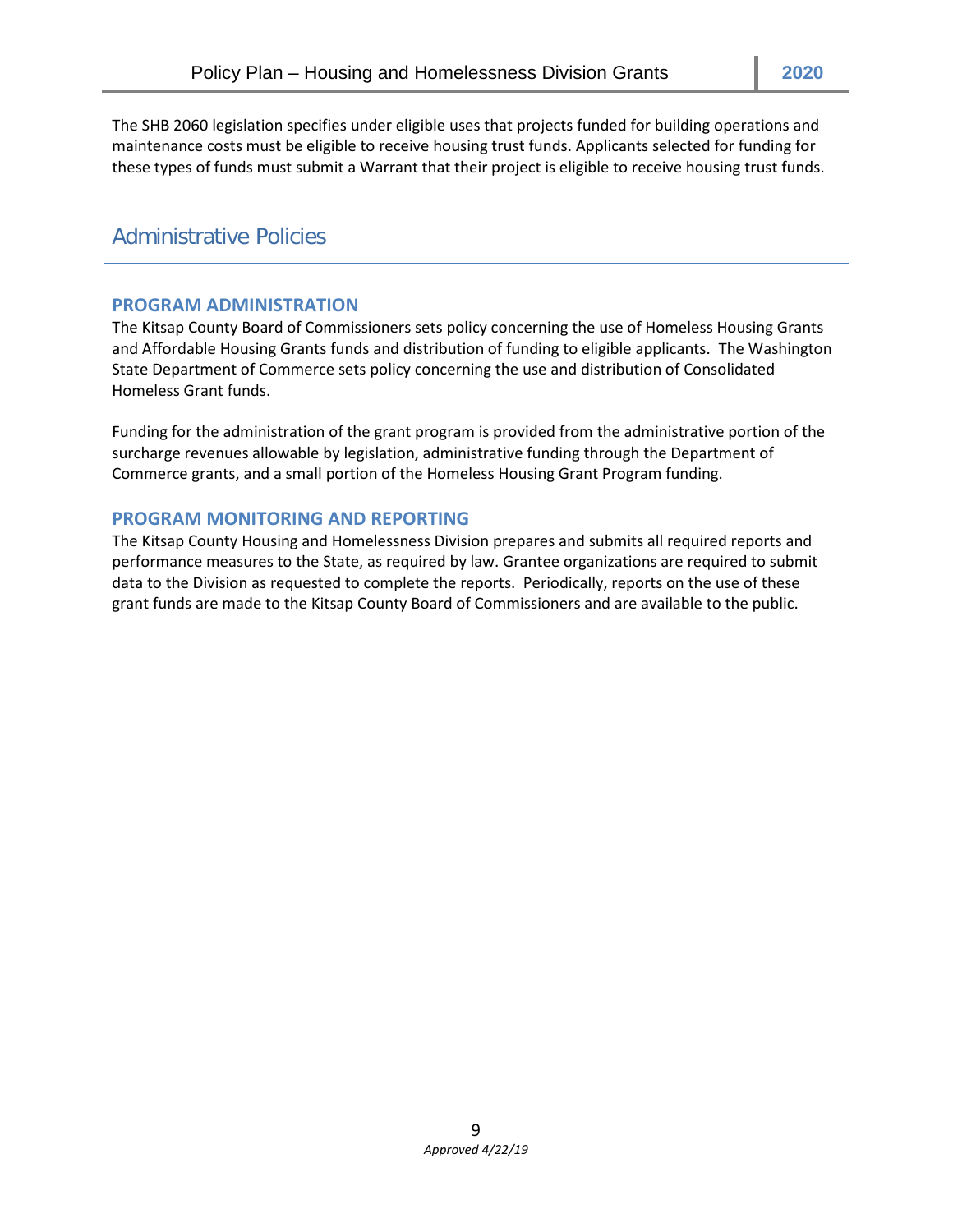The SHB 2060 legislation specifies under eligible uses that projects funded for building operations and maintenance costs must be eligible to receive housing trust funds. Applicants selected for funding for these types of funds must submit a Warrant that their project is eligible to receive housing trust funds.

## Administrative Policies

### PROGRAM ADMINISTRATION

The Kitsap County Board of Commissioners sets policy concerning the use of Homeless Housing Grants and Affordable Housing Grants funds and distribution of funding to eligible applicants. The Washington State Department of Commerce sets policy concerning the use and distribution of Consolidated Homeless Grant funds.

Funding for the administration of the grant program is provided from the administrative portion of the surcharge revenues allowable by legislation, administrative funding through the Department of Commerce grants, and a small portion of the Homeless Housing Grant Program funding.

### PROGRAM MONITORING AND REPORTING

The Kitsap County Housing and Homelessness Division prepares and submits all required reports and performance measures to the State, as required by law. Grantee organizations are required to submit data to the Division as requested to complete the reports. Periodically, reports on the use of these grant funds are made to the Kitsap County Board of Commissioners and are available to the public.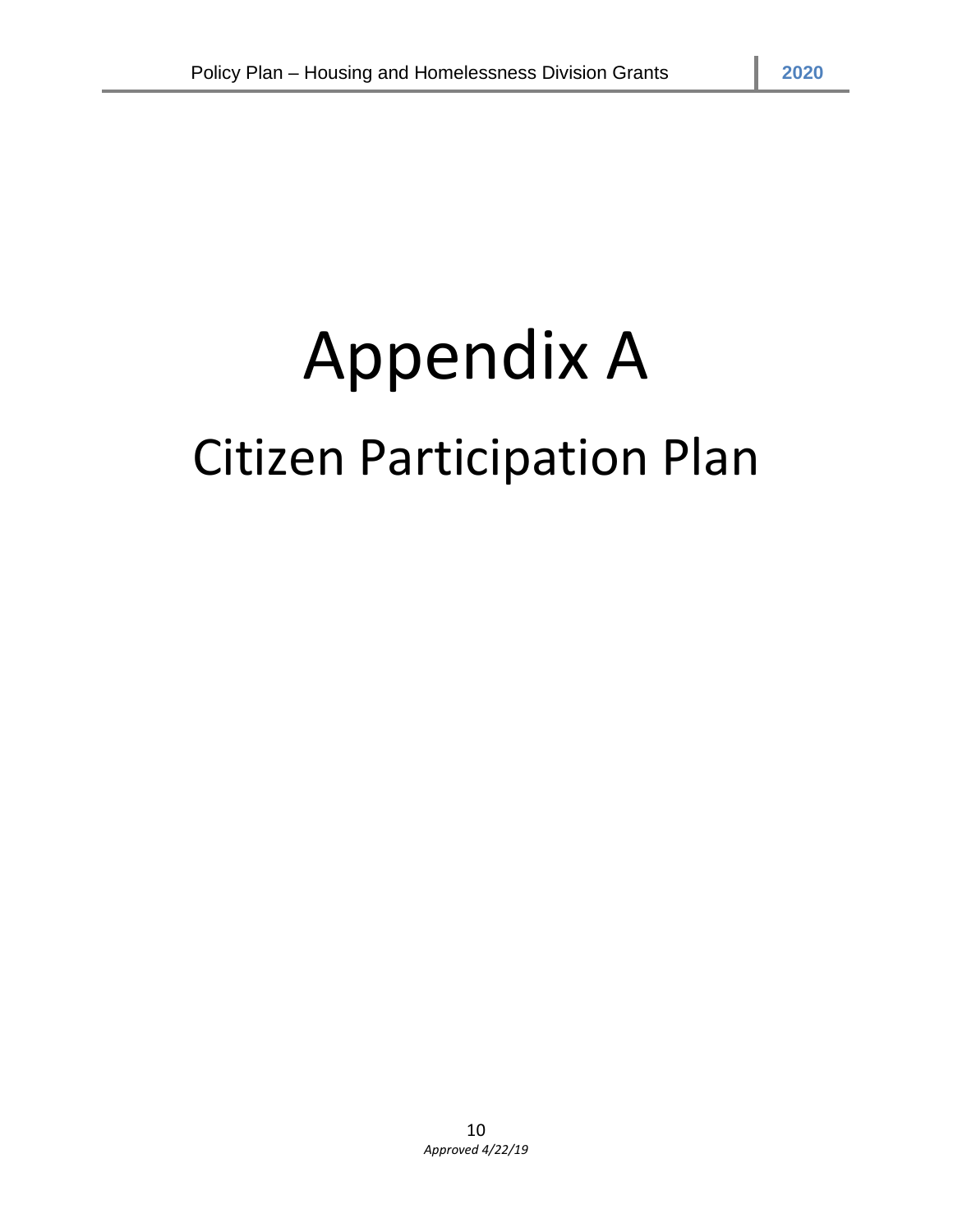# Appendix A

## Citizen Participation Plan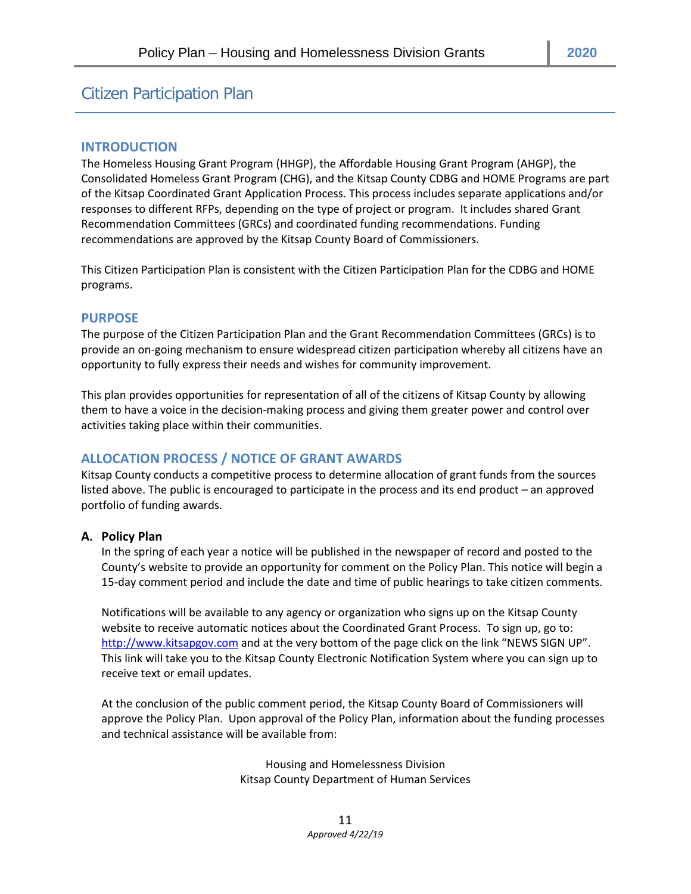# Citizen Participation Plan

## INTRODUCTION

The Homeless Housing Grant Program (HHGP), the Affordable Housing Grant Program (AHGP), the Consolidated Homeless Grant Program (CHG), and the Kitsap County CDBG and HOME Programs are part of the Kitsap Coordinated Grant Application Process. This process includes separate applications and/or responses to different RFPs, depending on the type of project or program. It includes shared Grant Recommendation Committees (GRCs) and coordinated funding recommendations. Funding recommendations are approved by the Kitsap County Board of Commissioners.

This Citizen Participation Plan is consistent with the Citizen Participation Plan for the CDBG and HOME programs.

## PURPOSE

The purpose of the Citizen Participation Plan and the Grant Recommendation Committees (GRCs) is to provide an on-going mechanism to ensure widespread citizen participation whereby all citizens have an opportunity to fully express their needs and wishes for community improvement.

This plan provides opportunities for representation of all of the citizens of Kitsap County by allowing them to have a voice in the decision-making process and giving them greater power and control over activities taking place within their communities.

## ALLOCATION PROCESS / NOTICE OF GRANT AWARDS

Kitsap County conducts a competitive process to determine allocation of grant funds from the sources listed above. The public is encouraged to participate in the process and its end product – an approved portfolio of funding awards.

### A. Policy Plan

In the spring of each year a notice will be published in the newspaper of record and posted to the County's website to provide an opportunity for comment on the Policy Plan. This notice will begin a 15-day comment period and include the date and time of public hearings to take citizen comments.

Notifications will be available to any agency or organization who signs up on the Kitsap County website to receive automatic notices about the Coordinated Grant Process. To sign up, go to: [http://www.kitsapgov.com](http://www.kitsapgov.com) and at the very bottom of the page click on the link "NEWS SIGN UP". This link will take you to the Kitsap County Electronic Notification System where you can sign up to receive text or email updates.

At the conclusion of the public comment period, the Kitsap County Board of Commissioners will approve the Policy Plan. Upon approval of the Policy Plan, information about the funding processes and technical assistance will be available from:

Housing and Homelessness Division
Kitsap County Department of Human Services

*Approved 4/22/19*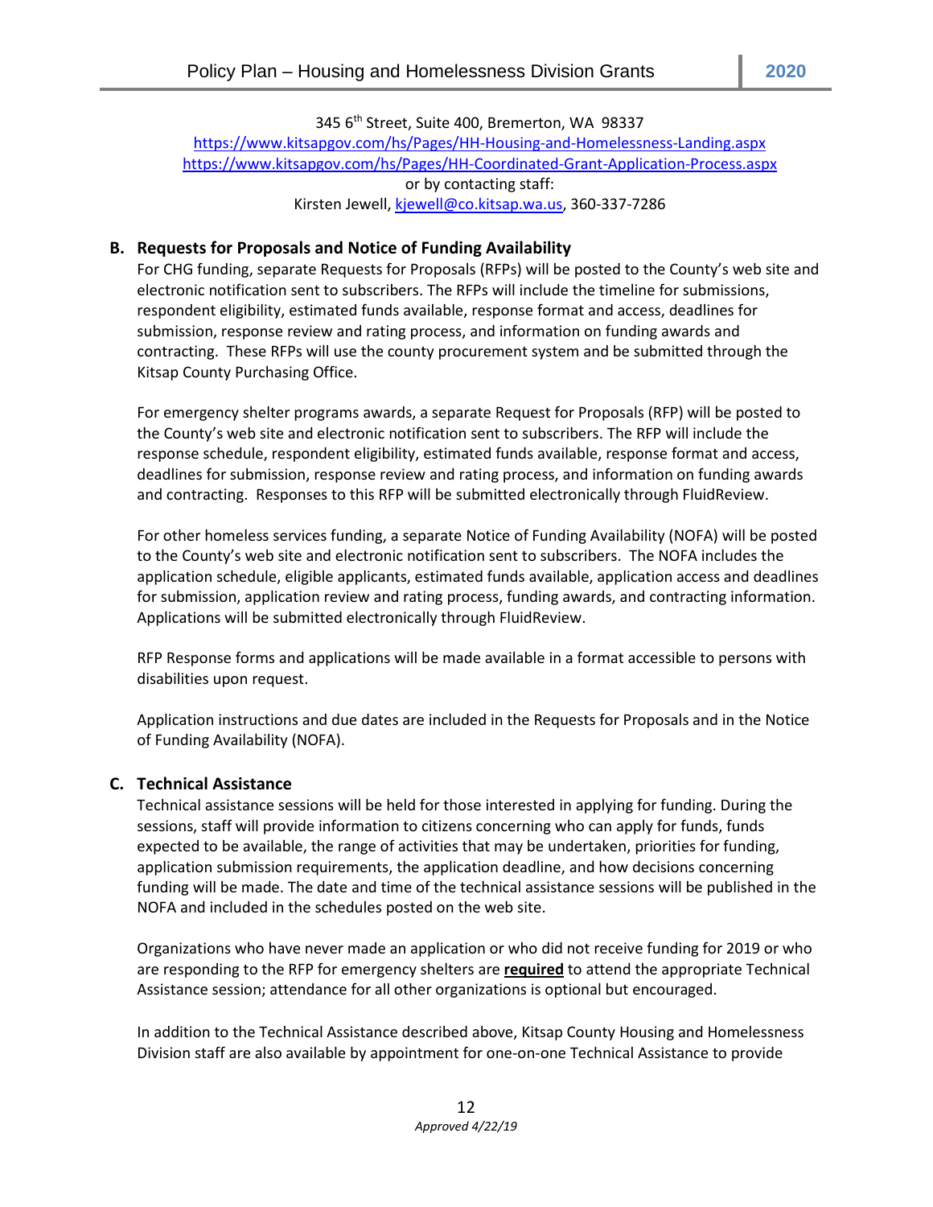345 6th Street, Suite 400, Bremerton, WA 98337
https://www.kitsapgov.com/hs/Pages/HH-Housing-and-Homelessness-Landing.aspx
https://www.kitsapgov.com/hs/Pages/HH-Coordinated-Grant-Application-Process.aspx
or by contacting staff:
Kirsten Jewell, kjewell@co.kitsap.wa.us, 360-337-7286

### B. Requests for Proposals and Notice of Funding Availability

For CHG funding, separate Requests for Proposals (RFPs) will be posted to the County's web site and electronic notification sent to subscribers. The RFPs will include the timeline for submissions, respondent eligibility, estimated funds available, response format and access, deadlines for submission, response review and rating process, and information on funding awards and contracting. These RFPs will use the county procurement system and be submitted through the Kitsap County Purchasing Office.

For emergency shelter programs awards, a separate Request for Proposals (RFP) will be posted to the County's web site and electronic notification sent to subscribers. The RFP will include the response schedule, respondent eligibility, estimated funds available, response format and access, deadlines for submission, response review and rating process, and information on funding awards and contracting. Responses to this RFP will be submitted electronically through FluidReview.

For other homeless services funding, a separate Notice of Funding Availability (NOFA) will be posted to the County's web site and electronic notification sent to subscribers. The NOFA includes the application schedule, eligible applicants, estimated funds available, application access and deadlines for submission, application review and rating process, funding awards, and contracting information. Applications will be submitted electronically through FluidReview.

RFP Response forms and applications will be made available in a format accessible to persons with disabilities upon request.

Application instructions and due dates are included in the Requests for Proposals and in the Notice of Funding Availability (NOFA).

### C. Technical Assistance

Technical assistance sessions will be held for those interested in applying for funding. During the sessions, staff will provide information to citizens concerning who can apply for funds, funds expected to be available, the range of activities that may be undertaken, priorities for funding, application submission requirements, the application deadline, and how decisions concerning funding will be made. The date and time of the technical assistance sessions will be published in the NOFA and included in the schedules posted on the web site.

Organizations who have never made an application or who did not receive funding for 2019 or who are responding to the RFP for emergency shelters are **required** to attend the appropriate Technical Assistance session; attendance for all other organizations is optional but encouraged.

In addition to the Technical Assistance described above, Kitsap County Housing and Homelessness Division staff are also available by appointment for one-on-one Technical Assistance to provide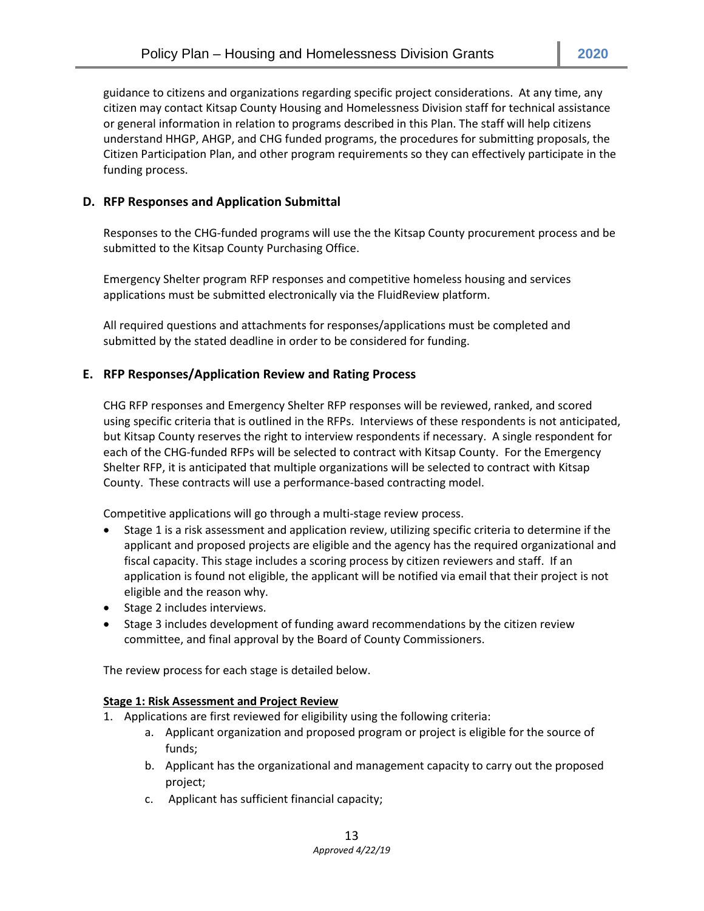guidance to citizens and organizations regarding specific project considerations. At any time, any citizen may contact Kitsap County Housing and Homelessness Division staff for technical assistance or general information in relation to programs described in this Plan. The staff will help citizens understand HHGP, AHGP, and CHG funded programs, the procedures for submitting proposals, the Citizen Participation Plan, and other program requirements so they can effectively participate in the funding process.

### D. RFP Responses and Application Submittal

Responses to the CHG-funded programs will use the the Kitsap County procurement process and be submitted to the Kitsap County Purchasing Office.

Emergency Shelter program RFP responses and competitive homeless housing and services applications must be submitted electronically via the FluidReview platform.

All required questions and attachments for responses/applications must be completed and submitted by the stated deadline in order to be considered for funding.

### E. RFP Responses/Application Review and Rating Process

CHG RFP responses and Emergency Shelter RFP responses will be reviewed, ranked, and scored using specific criteria that is outlined in the RFPs. Interviews of these respondents is not anticipated, but Kitsap County reserves the right to interview respondents if necessary. A single respondent for each of the CHG-funded RFPs will be selected to contract with Kitsap County. For the Emergency Shelter RFP, it is anticipated that multiple organizations will be selected to contract with Kitsap County. These contracts will use a performance-based contracting model.

Competitive applications will go through a multi-stage review process.

- Stage 1 is a risk assessment and application review, utilizing specific criteria to determine if the applicant and proposed projects are eligible and the agency has the required organizational and fiscal capacity. This stage includes a scoring process by citizen reviewers and staff. If an application is found not eligible, the applicant will be notified via email that their project is not eligible and the reason why.
- Stage 2 includes interviews.
- Stage 3 includes development of funding award recommendations by the citizen review committee, and final approval by the Board of County Commissioners.

The review process for each stage is detailed below.

**Stage 1: Risk Assessment and Project Review**

1. Applications are first reviewed for eligibility using the following criteria:
   a. Applicant organization and proposed program or project is eligible for the source of funds;
   b. Applicant has the organizational and management capacity to carry out the proposed project;
   c. Applicant has sufficient financial capacity;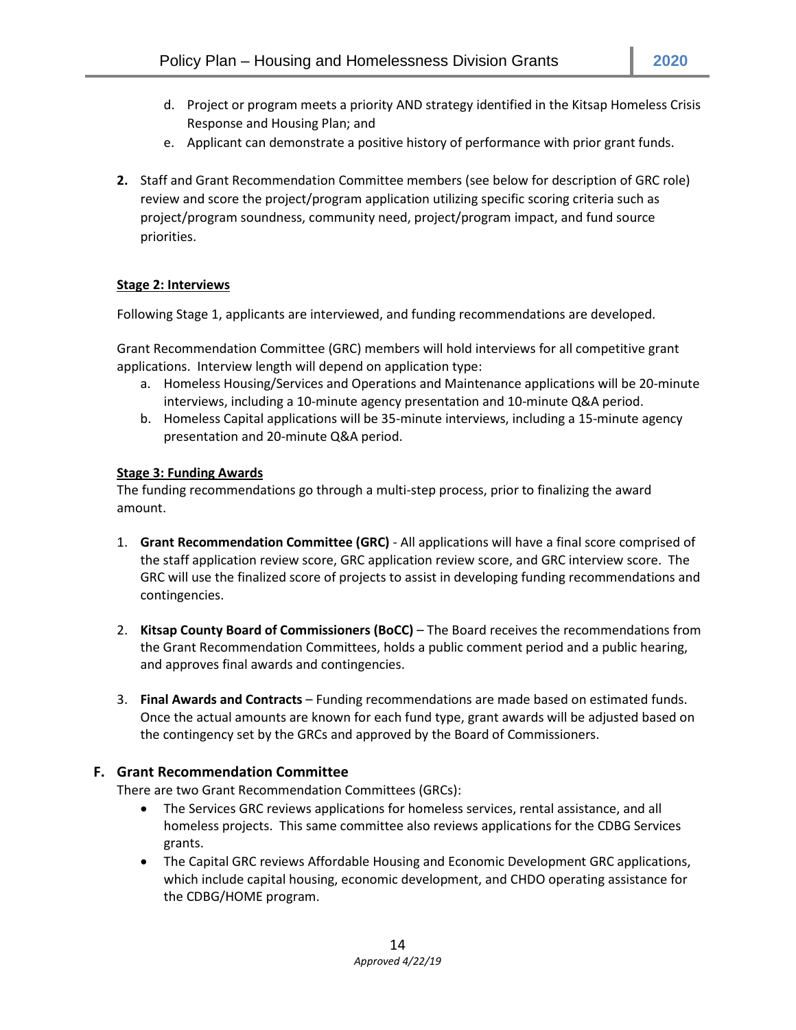d. Project or program meets a priority AND strategy identified in the Kitsap Homeless Crisis Response and Housing Plan; and
   e. Applicant can demonstrate a positive history of performance with prior grant funds.

2. Staff and Grant Recommendation Committee members (see below for description of GRC role) review and score the project/program application utilizing specific scoring criteria such as project/program soundness, community need, project/program impact, and fund source priorities.

**Stage 2: Interviews**

Following Stage 1, applicants are interviewed, and funding recommendations are developed.

Grant Recommendation Committee (GRC) members will hold interviews for all competitive grant applications. Interview length will depend on application type:

   a. Homeless Housing/Services and Operations and Maintenance applications will be 20-minute interviews, including a 10-minute agency presentation and 10-minute Q&A period.
   b. Homeless Capital applications will be 35-minute interviews, including a 15-minute agency presentation and 20-minute Q&A period.

**Stage 3: Funding Awards**

The funding recommendations go through a multi-step process, prior to finalizing the award amount.

1. **Grant Recommendation Committee (GRC)** - All applications will have a final score comprised of the staff application review score, GRC application review score, and GRC interview score. The GRC will use the finalized score of projects to assist in developing funding recommendations and contingencies.

2. **Kitsap County Board of Commissioners (BoCC)** – The Board receives the recommendations from the Grant Recommendation Committees, holds a public comment period and a public hearing, and approves final awards and contingencies.

3. **Final Awards and Contracts** – Funding recommendations are made based on estimated funds. Once the actual amounts are known for each fund type, grant awards will be adjusted based on the contingency set by the GRCs and approved by the Board of Commissioners.

## F. Grant Recommendation Committee

There are two Grant Recommendation Committees (GRCs):

- The Services GRC reviews applications for homeless services, rental assistance, and all homeless projects. This same committee also reviews applications for the CDBG Services grants.
- The Capital GRC reviews Affordable Housing and Economic Development GRC applications, which include capital housing, economic development, and CHDO operating assistance for the CDBG/HOME program.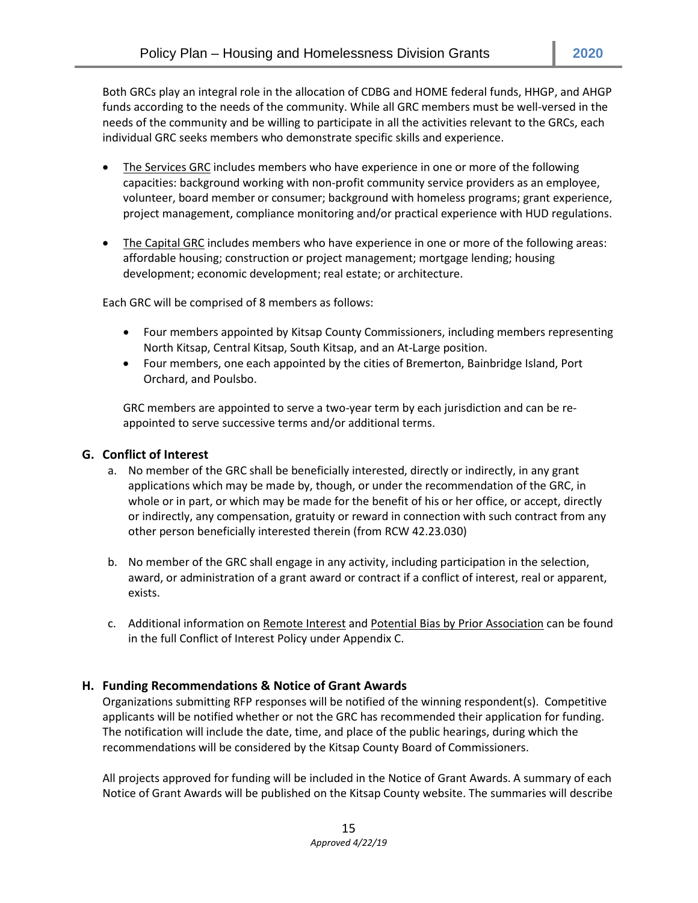Both GRCs play an integral role in the allocation of CDBG and HOME federal funds, HHGP, and AHGP funds according to the needs of the community. While all GRC members must be well-versed in the needs of the community and be willing to participate in all the activities relevant to the GRCs, each individual GRC seeks members who demonstrate specific skills and experience.

- The Services GRC includes members who have experience in one or more of the following capacities: background working with non-profit community service providers as an employee, volunteer, board member or consumer; background with homeless programs; grant experience, project management, compliance monitoring and/or practical experience with HUD regulations.

- The Capital GRC includes members who have experience in one or more of the following areas: affordable housing; construction or project management; mortgage lending; housing development; economic development; real estate; or architecture.

Each GRC will be comprised of 8 members as follows:

- Four members appointed by Kitsap County Commissioners, including members representing North Kitsap, Central Kitsap, South Kitsap, and an At-Large position.
- Four members, one each appointed by the cities of Bremerton, Bainbridge Island, Port Orchard, and Poulsbo.

GRC members are appointed to serve a two-year term by each jurisdiction and can be re-appointed to serve successive terms and/or additional terms.

## G. Conflict of Interest

a. No member of the GRC shall be beneficially interested, directly or indirectly, in any grant applications which may be made by, though, or under the recommendation of the GRC, in whole or in part, or which may be made for the benefit of his or her office, or accept, directly or indirectly, any compensation, gratuity or reward in connection with such contract from any other person beneficially interested therein (from RCW 42.23.030)

b. No member of the GRC shall engage in any activity, including participation in the selection, award, or administration of a grant award or contract if a conflict of interest, real or apparent, exists.

c. Additional information on Remote Interest and Potential Bias by Prior Association can be found in the full Conflict of Interest Policy under Appendix C.

## H. Funding Recommendations & Notice of Grant Awards

Organizations submitting RFP responses will be notified of the winning respondent(s). Competitive applicants will be notified whether or not the GRC has recommended their application for funding. The notification will include the date, time, and place of the public hearings, during which the recommendations will be considered by the Kitsap County Board of Commissioners.

All projects approved for funding will be included in the Notice of Grant Awards. A summary of each Notice of Grant Awards will be published on the Kitsap County website. The summaries will describe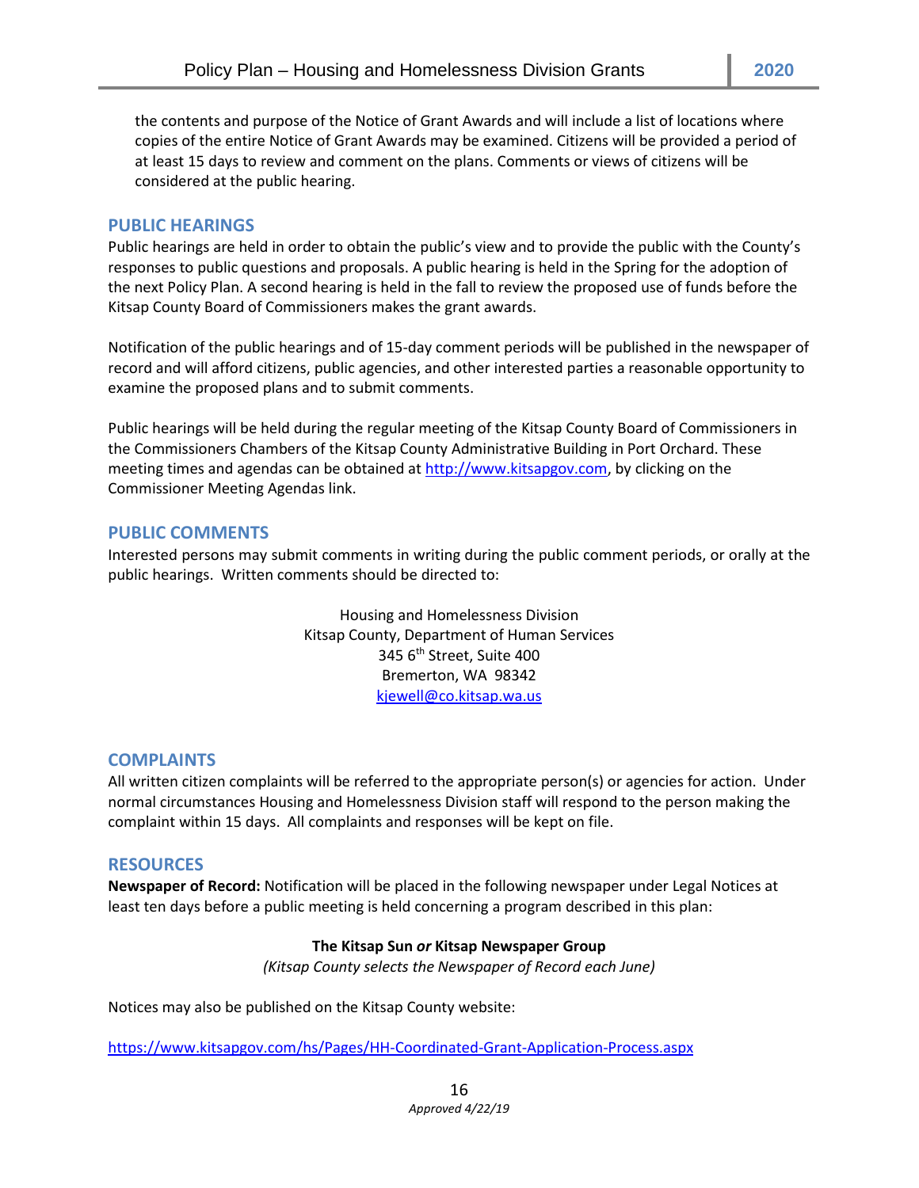the contents and purpose of the Notice of Grant Awards and will include a list of locations where copies of the entire Notice of Grant Awards may be examined. Citizens will be provided a period of at least 15 days to review and comment on the plans. Comments or views of citizens will be considered at the public hearing.

## PUBLIC HEARINGS

Public hearings are held in order to obtain the public's view and to provide the public with the County's responses to public questions and proposals. A public hearing is held in the Spring for the adoption of the next Policy Plan. A second hearing is held in the fall to review the proposed use of funds before the Kitsap County Board of Commissioners makes the grant awards.

Notification of the public hearings and of 15-day comment periods will be published in the newspaper of record and will afford citizens, public agencies, and other interested parties a reasonable opportunity to examine the proposed plans and to submit comments.

Public hearings will be held during the regular meeting of the Kitsap County Board of Commissioners in the Commissioners Chambers of the Kitsap County Administrative Building in Port Orchard. These meeting times and agendas can be obtained at http://www.kitsapgov.com, by clicking on the Commissioner Meeting Agendas link.

## PUBLIC COMMENTS

Interested persons may submit comments in writing during the public comment periods, or orally at the public hearings. Written comments should be directed to:

Housing and Homelessness Division
Kitsap County, Department of Human Services
345 6th Street, Suite 400
Bremerton, WA 98342
kjewell@co.kitsap.wa.us

## COMPLAINTS

All written citizen complaints will be referred to the appropriate person(s) or agencies for action. Under normal circumstances Housing and Homelessness Division staff will respond to the person making the complaint within 15 days. All complaints and responses will be kept on file.

## RESOURCES

**Newspaper of Record:** Notification will be placed in the following newspaper under Legal Notices at least ten days before a public meeting is held concerning a program described in this plan:

**The Kitsap Sun *or* Kitsap Newspaper Group**

*(Kitsap County selects the Newspaper of Record each June)*

Notices may also be published on the Kitsap County website:

https://www.kitsapgov.com/hs/Pages/HH-Coordinated-Grant-Application-Process.aspx

*Approved 4/22/19*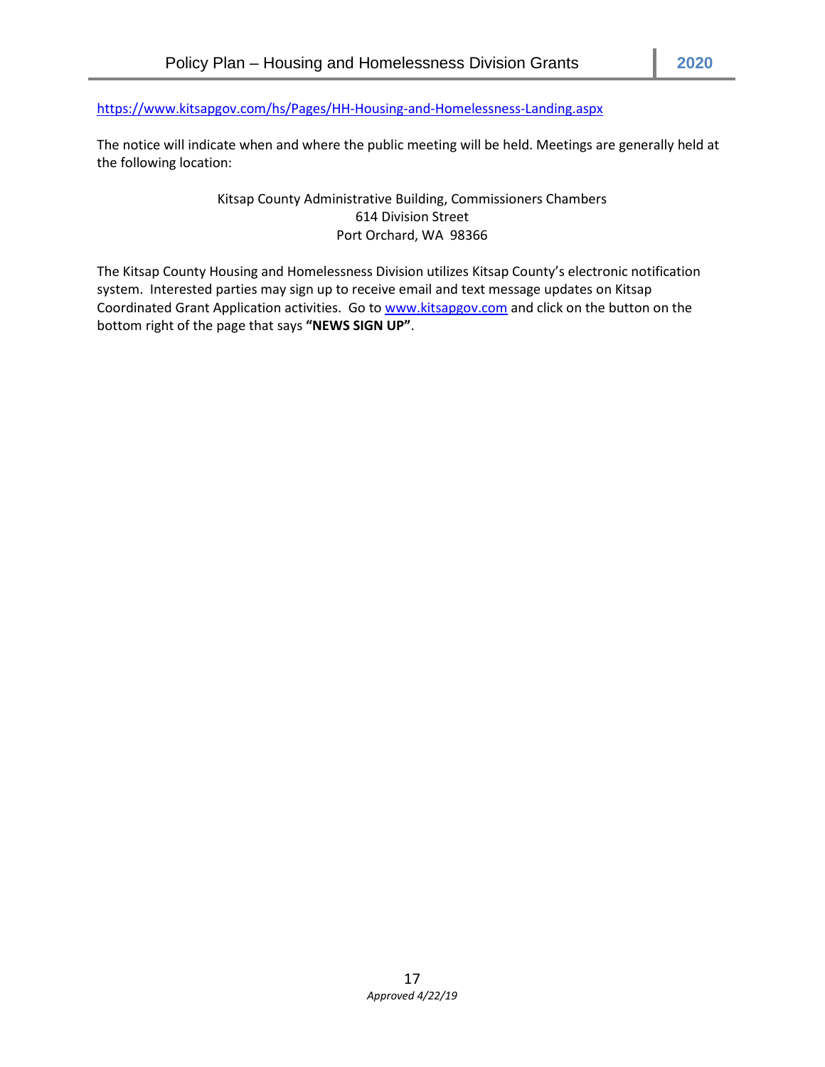https://www.kitsapgov.com/hs/Pages/HH-Housing-and-Homelessness-Landing.aspx

The notice will indicate when and where the public meeting will be held. Meetings are generally held at the following location:

Kitsap County Administrative Building, Commissioners Chambers
614 Division Street
Port Orchard, WA 98366

The Kitsap County Housing and Homelessness Division utilizes Kitsap County's electronic notification system. Interested parties may sign up to receive email and text message updates on Kitsap Coordinated Grant Application activities. Go to www.kitsapgov.com and click on the button on the bottom right of the page that says **"NEWS SIGN UP"**.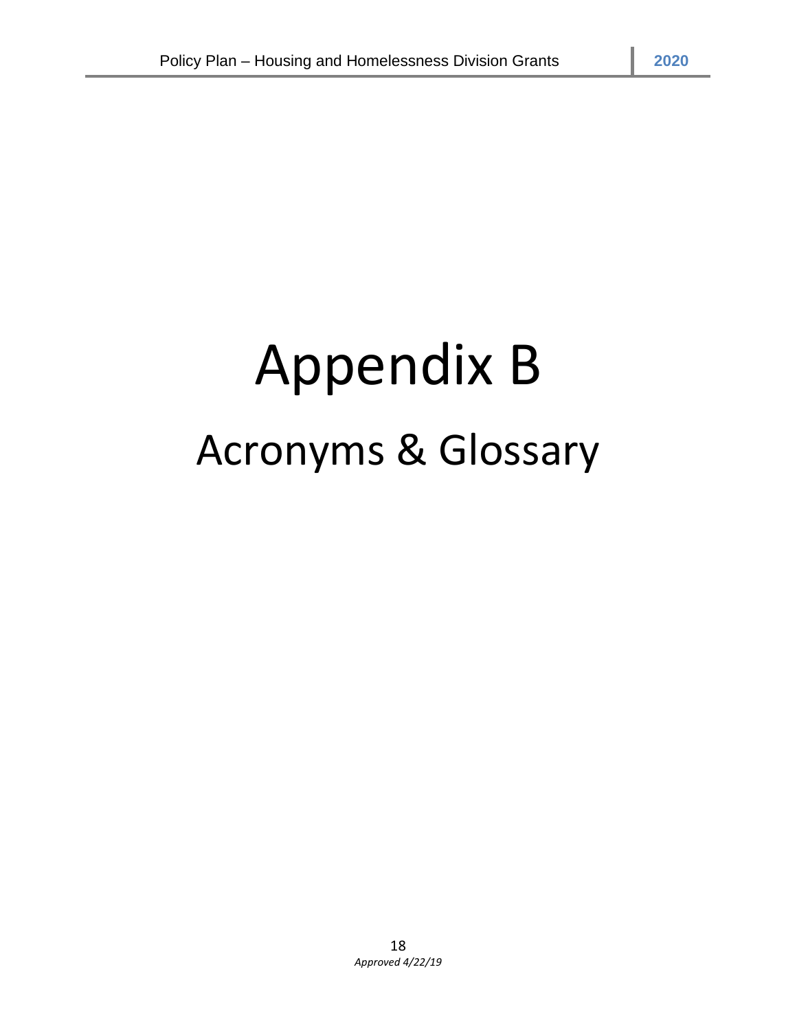# Appendix B

## Acronyms & Glossary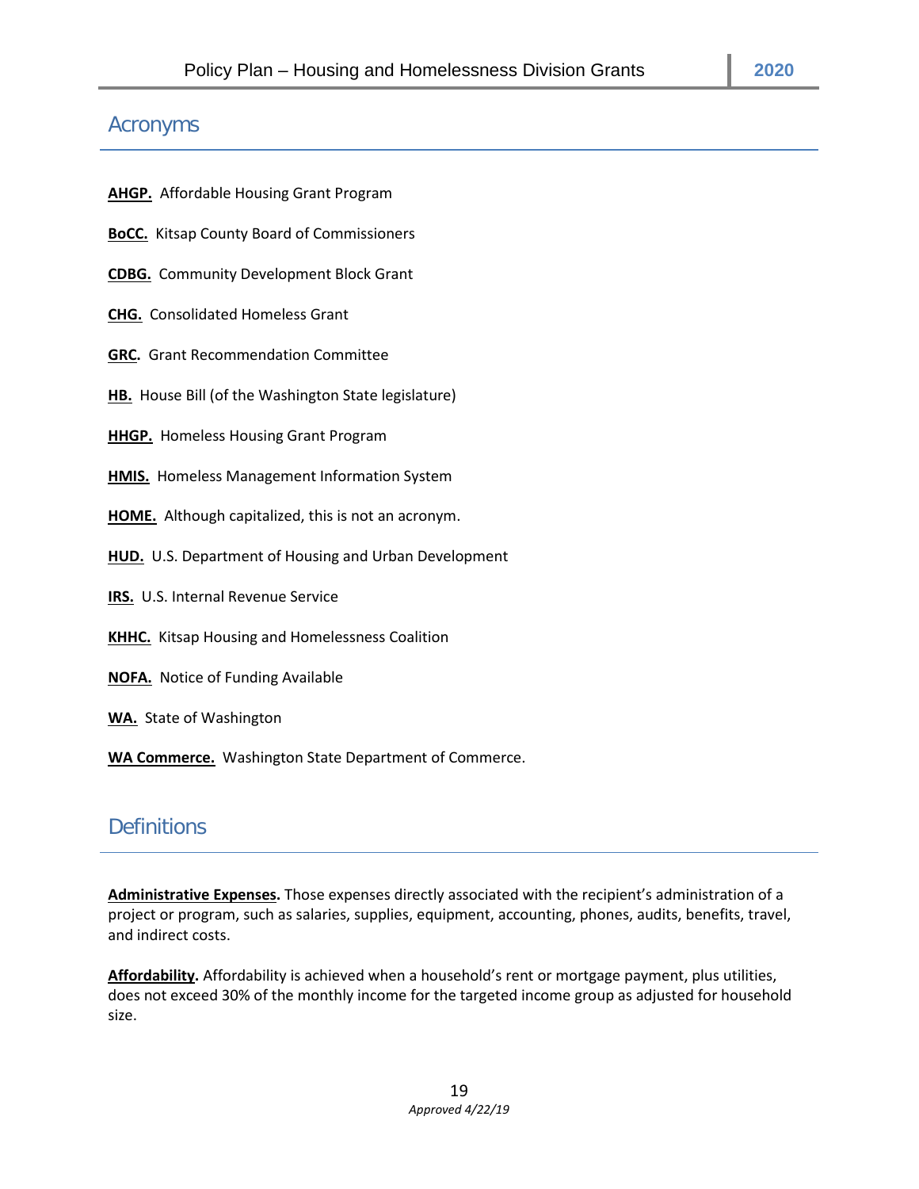## Acronyms

**AHGP.** Affordable Housing Grant Program

**BoCC.** Kitsap County Board of Commissioners

**CDBG.** Community Development Block Grant

**CHG.** Consolidated Homeless Grant

**GRC.** Grant Recommendation Committee

**HB.** House Bill (of the Washington State legislature)

**HHGP.** Homeless Housing Grant Program

**HMIS.** Homeless Management Information System

**HOME.** Although capitalized, this is not an acronym.

**HUD.** U.S. Department of Housing and Urban Development

**IRS.** U.S. Internal Revenue Service

**KHHC.** Kitsap Housing and Homelessness Coalition

**NOFA.** Notice of Funding Available

**WA.** State of Washington

**WA Commerce.** Washington State Department of Commerce.

## Definitions

**Administrative Expenses.** Those expenses directly associated with the recipient's administration of a project or program, such as salaries, supplies, equipment, accounting, phones, audits, benefits, travel, and indirect costs.

**Affordability.** Affordability is achieved when a household's rent or mortgage payment, plus utilities, does not exceed 30% of the monthly income for the targeted income group as adjusted for household size.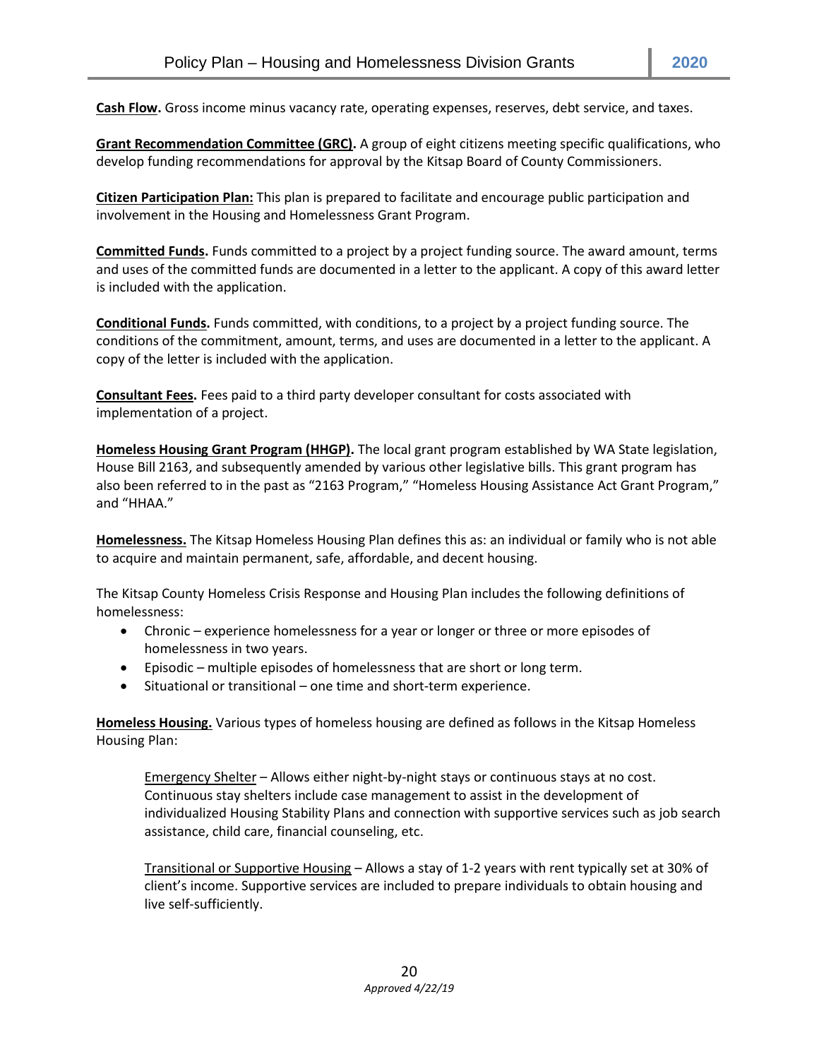**Cash Flow.** Gross income minus vacancy rate, operating expenses, reserves, debt service, and taxes.

**Grant Recommendation Committee (GRC).** A group of eight citizens meeting specific qualifications, who develop funding recommendations for approval by the Kitsap Board of County Commissioners.

**Citizen Participation Plan:** This plan is prepared to facilitate and encourage public participation and involvement in the Housing and Homelessness Grant Program.

**Committed Funds.** Funds committed to a project by a project funding source. The award amount, terms and uses of the committed funds are documented in a letter to the applicant. A copy of this award letter is included with the application.

**Conditional Funds.** Funds committed, with conditions, to a project by a project funding source. The conditions of the commitment, amount, terms, and uses are documented in a letter to the applicant. A copy of the letter is included with the application.

**Consultant Fees.** Fees paid to a third party developer consultant for costs associated with implementation of a project.

**Homeless Housing Grant Program (HHGP).** The local grant program established by WA State legislation, House Bill 2163, and subsequently amended by various other legislative bills. This grant program has also been referred to in the past as "2163 Program," "Homeless Housing Assistance Act Grant Program," and "HHAA."

**Homelessness.** The Kitsap Homeless Housing Plan defines this as: an individual or family who is not able to acquire and maintain permanent, safe, affordable, and decent housing.

The Kitsap County Homeless Crisis Response and Housing Plan includes the following definitions of homelessness:

- Chronic – experience homelessness for a year or longer or three or more episodes of homelessness in two years.
- Episodic – multiple episodes of homelessness that are short or long term.
- Situational or transitional – one time and short-term experience.

**Homeless Housing.** Various types of homeless housing are defined as follows in the Kitsap Homeless Housing Plan:

Emergency Shelter – Allows either night-by-night stays or continuous stays at no cost. Continuous stay shelters include case management to assist in the development of individualized Housing Stability Plans and connection with supportive services such as job search assistance, child care, financial counseling, etc.

Transitional or Supportive Housing – Allows a stay of 1-2 years with rent typically set at 30% of client's income. Supportive services are included to prepare individuals to obtain housing and live self-sufficiently.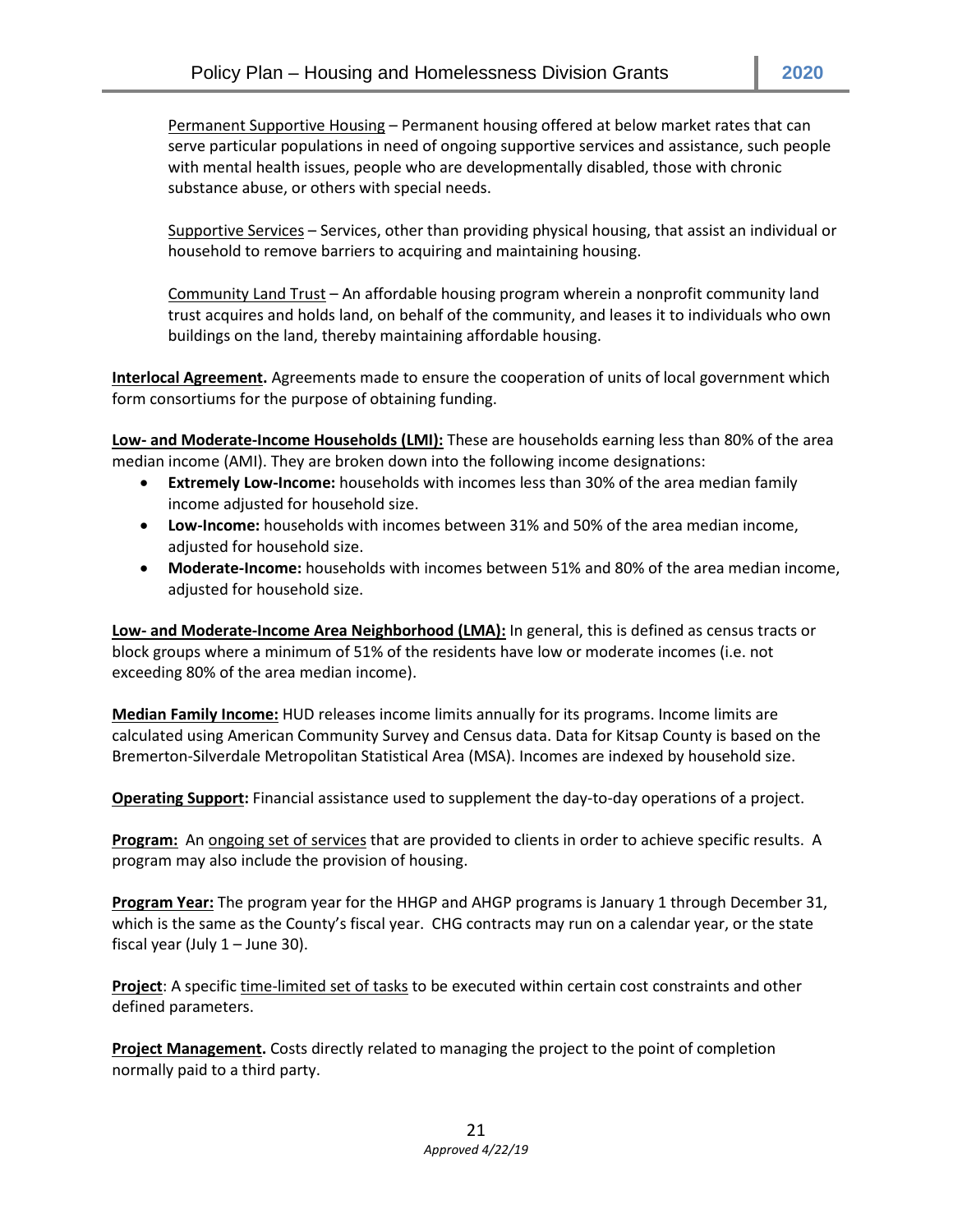<u>Permanent Supportive Housing</u> – Permanent housing offered at below market rates that can serve particular populations in need of ongoing supportive services and assistance, such people with mental health issues, people who are developmentally disabled, those with chronic substance abuse, or others with special needs.

<u>Supportive Services</u> – Services, other than providing physical housing, that assist an individual or household to remove barriers to acquiring and maintaining housing.

<u>Community Land Trust</u> – An affordable housing program wherein a nonprofit community land trust acquires and holds land, on behalf of the community, and leases it to individuals who own buildings on the land, thereby maintaining affordable housing.

**<u>Interlocal Agreement</u>.** Agreements made to ensure the cooperation of units of local government which form consortiums for the purpose of obtaining funding.

**<u>Low- and Moderate-Income Households (LMI):</u>** These are households earning less than 80% of the area median income (AMI). They are broken down into the following income designations:

- **Extremely Low-Income:** households with incomes less than 30% of the area median family income adjusted for household size.
- **Low-Income:** households with incomes between 31% and 50% of the area median income, adjusted for household size.
- **Moderate-Income:** households with incomes between 51% and 80% of the area median income, adjusted for household size.

**<u>Low- and Moderate-Income Area Neighborhood (LMA):</u>** In general, this is defined as census tracts or block groups where a minimum of 51% of the residents have low or moderate incomes (i.e. not exceeding 80% of the area median income).

**<u>Median Family Income:</u>** HUD releases income limits annually for its programs. Income limits are calculated using American Community Survey and Census data. Data for Kitsap County is based on the Bremerton-Silverdale Metropolitan Statistical Area (MSA). Incomes are indexed by household size.

**<u>Operating Support</u>:** Financial assistance used to supplement the day-to-day operations of a project.

**<u>Program:</u>** An <u>ongoing set of services</u> that are provided to clients in order to achieve specific results. A program may also include the provision of housing.

**<u>Program Year:</u>** The program year for the HHGP and AHGP programs is January 1 through December 31, which is the same as the County's fiscal year. CHG contracts may run on a calendar year, or the state fiscal year (July 1 – June 30).

**<u>Project</u>**: A specific <u>time-limited set of tasks</u> to be executed within certain cost constraints and other defined parameters.

**<u>Project Management</u>.** Costs directly related to managing the project to the point of completion normally paid to a third party.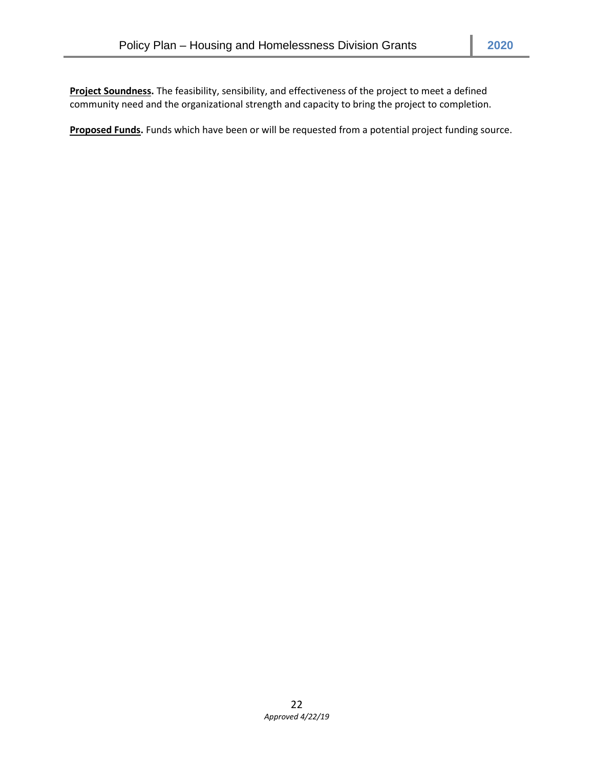**Project Soundness.** The feasibility, sensibility, and effectiveness of the project to meet a defined community need and the organizational strength and capacity to bring the project to completion.

**Proposed Funds.** Funds which have been or will be requested from a potential project funding source.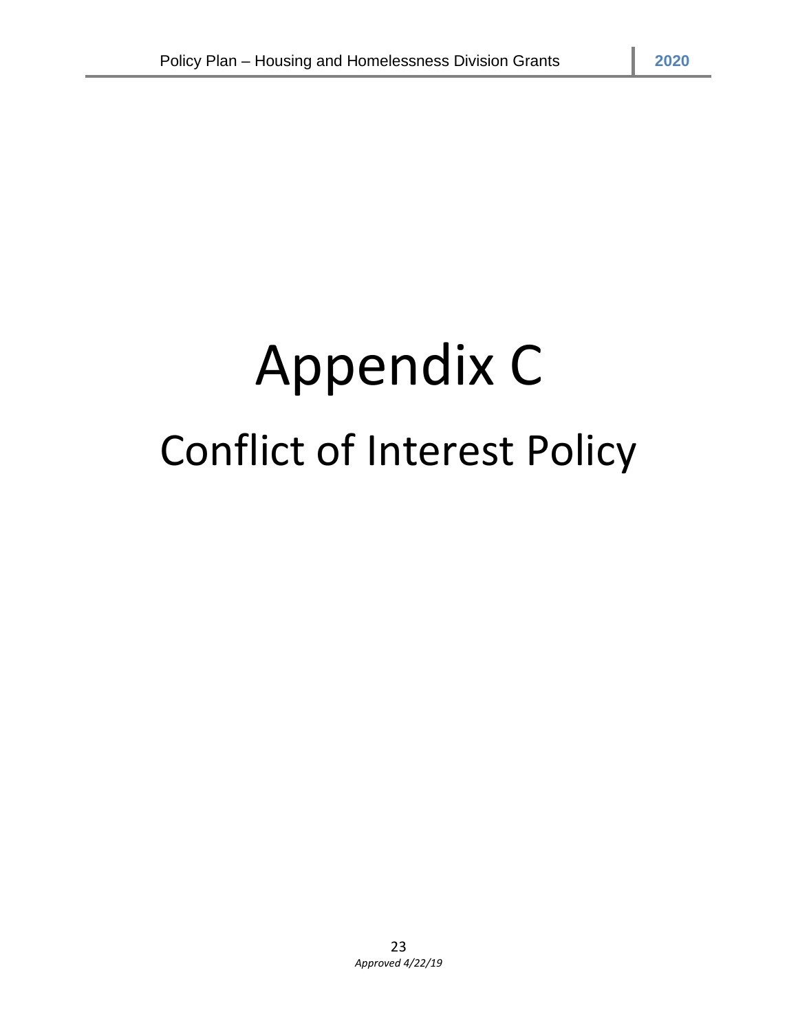# Appendix C

## Conflict of Interest Policy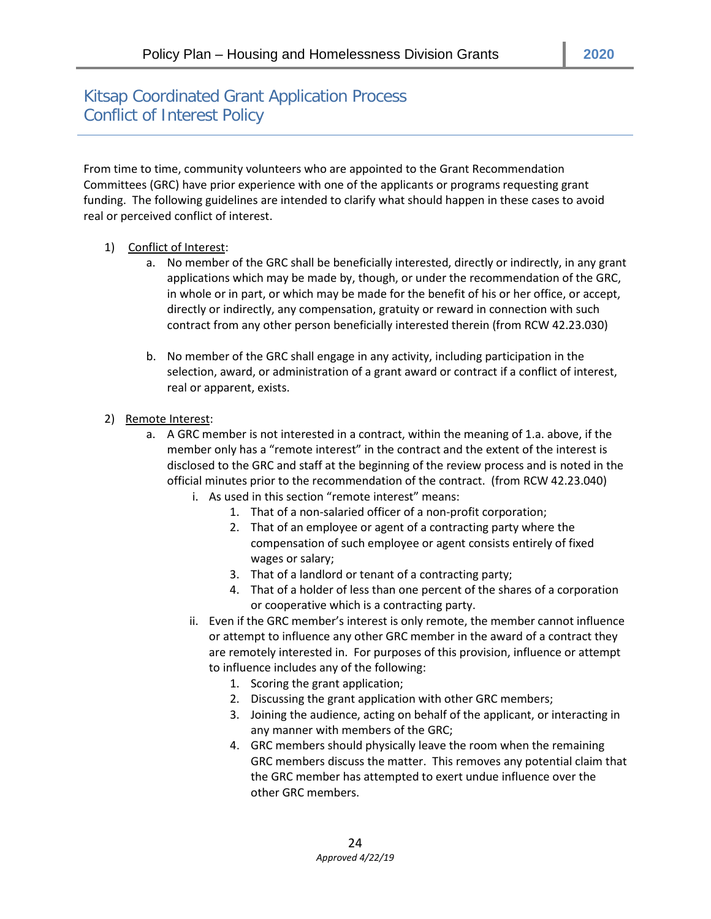# Kitsap Coordinated Grant Application Process
# Conflict of Interest Policy

From time to time, community volunteers who are appointed to the Grant Recommendation Committees (GRC) have prior experience with one of the applicants or programs requesting grant funding. The following guidelines are intended to clarify what should happen in these cases to avoid real or perceived conflict of interest.

1) Conflict of Interest:
   a. No member of the GRC shall be beneficially interested, directly or indirectly, in any grant applications which may be made by, though, or under the recommendation of the GRC, in whole or in part, or which may be made for the benefit of his or her office, or accept, directly or indirectly, any compensation, gratuity or reward in connection with such contract from any other person beneficially interested therein (from RCW 42.23.030)

   b. No member of the GRC shall engage in any activity, including participation in the selection, award, or administration of a grant award or contract if a conflict of interest, real or apparent, exists.

2) Remote Interest:
   a. A GRC member is not interested in a contract, within the meaning of 1.a. above, if the member only has a "remote interest" in the contract and the extent of the interest is disclosed to the GRC and staff at the beginning of the review process and is noted in the official minutes prior to the recommendation of the contract. (from RCW 42.23.040)
      i. As used in this section "remote interest" means:
         1. That of a non-salaried officer of a non-profit corporation;
         2. That of an employee or agent of a contracting party where the compensation of such employee or agent consists entirely of fixed wages or salary;
         3. That of a landlord or tenant of a contracting party;
         4. That of a holder of less than one percent of the shares of a corporation or cooperative which is a contracting party.
      ii. Even if the GRC member's interest is only remote, the member cannot influence or attempt to influence any other GRC member in the award of a contract they are remotely interested in. For purposes of this provision, influence or attempt to influence includes any of the following:
         1. Scoring the grant application;
         2. Discussing the grant application with other GRC members;
         3. Joining the audience, acting on behalf of the applicant, or interacting in any manner with members of the GRC;
         4. GRC members should physically leave the room when the remaining GRC members discuss the matter. This removes any potential claim that the GRC member has attempted to exert undue influence over the other GRC members.

*Approved 4/22/19*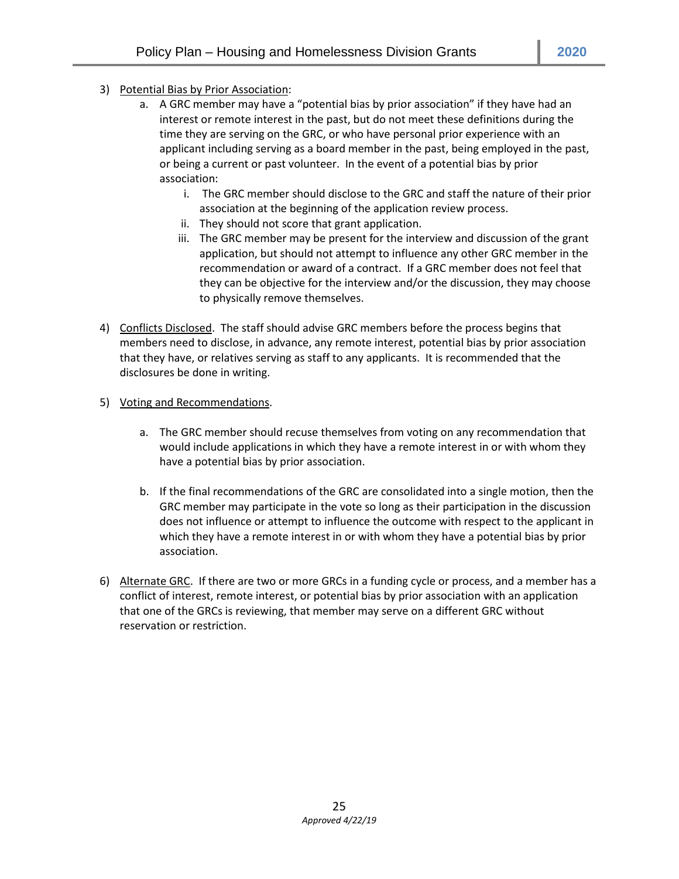3) Potential Bias by Prior Association:
   a. A GRC member may have a "potential bias by prior association" if they have had an interest or remote interest in the past, but do not meet these definitions during the time they are serving on the GRC, or who have personal prior experience with an applicant including serving as a board member in the past, being employed in the past, or being a current or past volunteer. In the event of a potential bias by prior association:
      i. The GRC member should disclose to the GRC and staff the nature of their prior association at the beginning of the application review process.
      ii. They should not score that grant application.
      iii. The GRC member may be present for the interview and discussion of the grant application, but should not attempt to influence any other GRC member in the recommendation or award of a contract. If a GRC member does not feel that they can be objective for the interview and/or the discussion, they may choose to physically remove themselves.

4) Conflicts Disclosed. The staff should advise GRC members before the process begins that members need to disclose, in advance, any remote interest, potential bias by prior association that they have, or relatives serving as staff to any applicants. It is recommended that the disclosures be done in writing.

5) Voting and Recommendations.

   a. The GRC member should recuse themselves from voting on any recommendation that would include applications in which they have a remote interest in or with whom they have a potential bias by prior association.

   b. If the final recommendations of the GRC are consolidated into a single motion, then the GRC member may participate in the vote so long as their participation in the discussion does not influence or attempt to influence the outcome with respect to the applicant in which they have a remote interest in or with whom they have a potential bias by prior association.

6) Alternate GRC. If there are two or more GRCs in a funding cycle or process, and a member has a conflict of interest, remote interest, or potential bias by prior association with an application that one of the GRCs is reviewing, that member may serve on a different GRC without reservation or restriction.